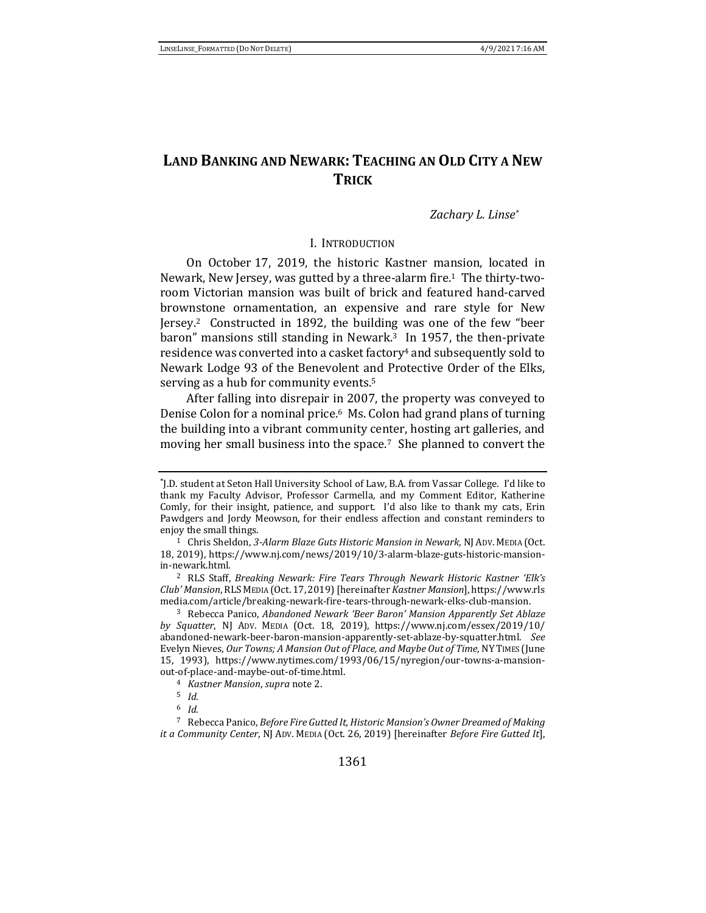# LAND BANKING AND NEWARK: TEACHING AN OLD CITY A NEW TRICK

*Zachary L. Linse*[*]

## I. INTRODUCTION

On October 17, 2019, the historic Kastner mansion, located in Newark, New Jersey, was gutted by a three-alarm fire.[1] The thirty-two-room Victorian mansion was built of brick and featured hand-carved brownstone ornamentation, an expensive and rare style for New Jersey.[2] Constructed in 1892, the building was one of the few "beer baron" mansions still standing in Newark.[3] In 1957, the then-private residence was converted into a casket factory[4] and subsequently sold to Newark Lodge 93 of the Benevolent and Protective Order of the Elks, serving as a hub for community events.[5]

After falling into disrepair in 2007, the property was conveyed to Denise Colon for a nominal price.[6] Ms. Colon had grand plans of turning the building into a vibrant community center, hosting art galleries, and moving her small business into the space.[7] She planned to convert the

---

[*] J.D. student at Seton Hall University School of Law, B.A. from Vassar College. I'd like to thank my Faculty Advisor, Professor Carmella, and my Comment Editor, Katherine Comly, for their insight, patience, and support. I'd also like to thank my cats, Erin Pawdgers and Jordy Meowson, for their endless affection and constant reminders to enjoy the small things.

[1] Chris Sheldon, *3-Alarm Blaze Guts Historic Mansion in Newark*, NJ ADV. MEDIA (Oct. 18, 2019), https://www.nj.com/news/2019/10/3-alarm-blaze-guts-historic-mansion-in-newark.html.

[2] RLS Staff, *Breaking Newark: Fire Tears Through Newark Historic Kastner 'Elk's Club' Mansion*, RLS MEDIA (Oct. 17, 2019) [hereinafter *Kastner Mansion*], https://www.rlsmedia.com/article/breaking-newark-fire-tears-through-newark-elks-club-mansion.

[3] Rebecca Panico, *Abandoned Newark 'Beer Baron' Mansion Apparently Set Ablaze by Squatter*, NJ ADV. MEDIA (Oct. 18, 2019), https://www.nj.com/essex/2019/10/abandoned-newark-beer-baron-mansion-apparently-set-ablaze-by-squatter.html. *See* Evelyn Nieves, *Our Towns; A Mansion Out of Place, and Maybe Out of Time,* NY TIMES (June 15, 1993), https://www.nytimes.com/1993/06/15/nyregion/our-towns-a-mansion-out-of-place-and-maybe-out-of-time.html.

[4] *Kastner Mansion*, *supra* note 2.

[5] *Id.*

[6] *Id.*

[7] Rebecca Panico, *Before Fire Gutted It, Historic Mansion's Owner Dreamed of Making it a Community Center*, NJ ADV. MEDIA (Oct. 26, 2019) [hereinafter *Before Fire Gutted It*],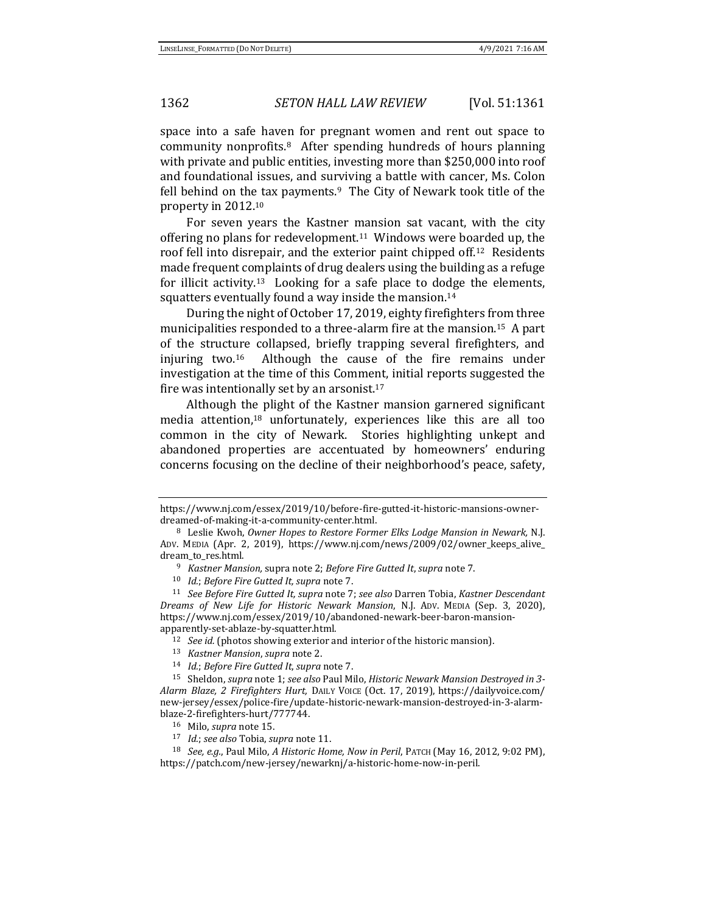space into a safe haven for pregnant women and rent out space to community nonprofits.[8] After spending hundreds of hours planning with private and public entities, investing more than $250,000 into roof and foundational issues, and surviving a battle with cancer, Ms. Colon fell behind on the tax payments.[9] The City of Newark took title of the property in 2012.[10]

For seven years the Kastner mansion sat vacant, with the city offering no plans for redevelopment.[11] Windows were boarded up, the roof fell into disrepair, and the exterior paint chipped off.[12] Residents made frequent complaints of drug dealers using the building as a refuge for illicit activity.[13] Looking for a safe place to dodge the elements, squatters eventually found a way inside the mansion.[14]

During the night of October 17, 2019, eighty firefighters from three municipalities responded to a three-alarm fire at the mansion.[15] A part of the structure collapsed, briefly trapping several firefighters, and injuring two.[16] Although the cause of the fire remains under investigation at the time of this Comment, initial reports suggested the fire was intentionally set by an arsonist.[17]

Although the plight of the Kastner mansion garnered significant media attention,[18] unfortunately, experiences like this are all too common in the city of Newark. Stories highlighting unkept and abandoned properties are accentuated by homeowners' enduring concerns focusing on the decline of their neighborhood's peace, safety,

---

https://www.nj.com/essex/2019/10/before-fire-gutted-it-historic-mansions-owner-dreamed-of-making-it-a-community-center.html.

[8] Leslie Kwoh, *Owner Hopes to Restore Former Elks Lodge Mansion in Newark,* N.J. ADV. MEDIA (Apr. 2, 2019), https://www.nj.com/news/2009/02/owner_keeps_alive_dream_to_res.html.

[9] *Kastner Mansion,* supra note 2; *Before Fire Gutted It*, *supra* note 7.

[10] *Id.*; *Before Fire Gutted It, supra* note 7.

[11] *See Before Fire Gutted It, supra* note 7; *see also* Darren Tobia, *Kastner Descendant Dreams of New Life for Historic Newark Mansion*, N.J. ADV. MEDIA (Sep. 3, 2020), https://www.nj.com/essex/2019/10/abandoned-newark-beer-baron-mansion-apparently-set-ablaze-by-squatter.html.

[12] *See id.* (photos showing exterior and interior of the historic mansion).

[13] *Kastner Mansion*, *supra* note 2.

[14] *Id.*; *Before Fire Gutted It*, *supra* note 7.

[15] Sheldon, *supra* note 1; *see also* Paul Milo, *Historic Newark Mansion Destroyed in 3-Alarm Blaze, 2 Firefighters Hurt,* DAILY VOICE (Oct. 17, 2019), https://dailyvoice.com/new-jersey/essex/police-fire/update-historic-newark-mansion-destroyed-in-3-alarm-blaze-2-firefighters-hurt/777744.

[16] Milo, *supra* note 15.

[17] *Id.*; *see also* Tobia, *supra* note 11.

[18] *See, e.g.*, Paul Milo, *A Historic Home, Now in Peril*, PATCH (May 16, 2012, 9:02 PM), https://patch.com/new-jersey/newarknj/a-historic-home-now-in-peril.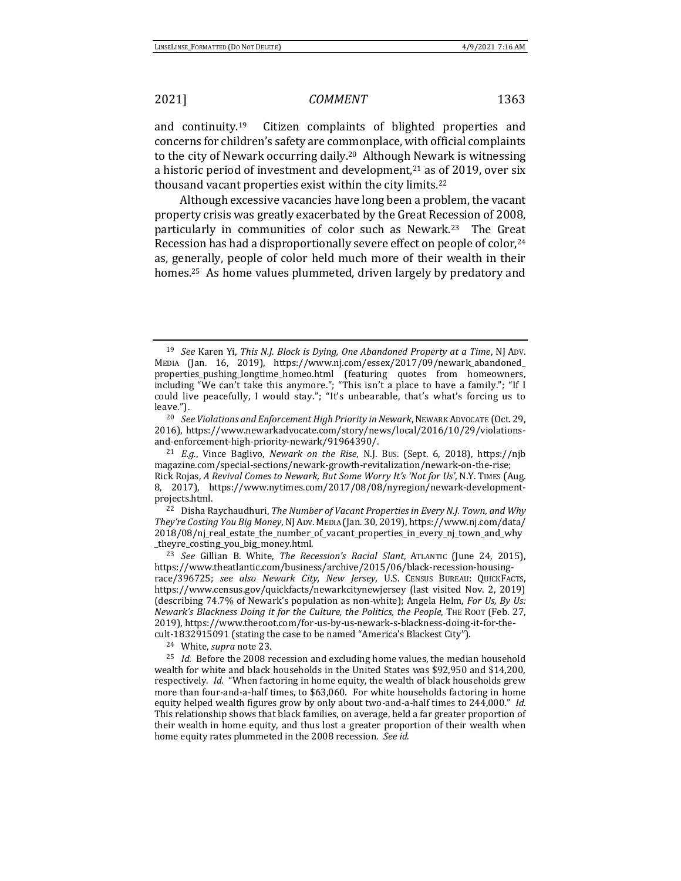and continuity.[19] Citizen complaints of blighted properties and concerns for children's safety are commonplace, with official complaints to the city of Newark occurring daily.[20] Although Newark is witnessing a historic period of investment and development,[21] as of 2019, over six thousand vacant properties exist within the city limits.[22]

Although excessive vacancies have long been a problem, the vacant property crisis was greatly exacerbated by the Great Recession of 2008, particularly in communities of color such as Newark.[23] The Great Recession has had a disproportionally severe effect on people of color,[24] as, generally, people of color held much more of their wealth in their homes.[25] As home values plummeted, driven largely by predatory and

---

[19] *See* Karen Yi, *This N.J. Block is Dying, One Abandoned Property at a Time*, NJ ADV. MEDIA (Jan. 16, 2019), https://www.nj.com/essex/2017/09/newark_abandoned_properties_pushing_longtime_homeo.html (featuring quotes from homeowners, including "We can't take this anymore."; "This isn't a place to have a family."; "If I could live peacefully, I would stay."; "It's unbearable, that's what's forcing us to leave.").

[20] *See Violations and Enforcement High Priority in Newark*, NEWARK ADVOCATE (Oct. 29, 2016), https://www.newarkadvocate.com/story/news/local/2016/10/29/violations-and-enforcement-high-priority-newark/91964390/.

[21] *E.g.*, Vince Baglivo, *Newark on the Rise*, N.J. BUS. (Sept. 6, 2018), https://njbmagazine.com/special-sections/newark-growth-revitalization/newark-on-the-rise; Rick Rojas, *A Revival Comes to Newark, But Some Worry It's 'Not for Us'*, N.Y. TIMES (Aug. 8, 2017), https://www.nytimes.com/2017/08/08/nyregion/newark-development-projects.html.

[22] Disha Raychaudhuri, *The Number of Vacant Properties in Every N.J. Town, and Why They're Costing You Big Money*, NJ ADV. MEDIA (Jan. 30, 2019), https://www.nj.com/data/2018/08/nj_real_estate_the_number_of_vacant_properties_in_every_nj_town_and_why_theyre_costing_you_big_money.html.

[23] *See* Gillian B. White, *The Recession's Racial Slant*, ATLANTIC (June 24, 2015), https://www.theatlantic.com/business/archive/2015/06/black-recession-housing-race/396725; *see also Newark City, New Jersey*, U.S. CENSUS BUREAU: QUICKFACTS, https://www.census.gov/quickfacts/newarkcitynewjersey (last visited Nov. 2, 2019) (describing 74.7% of Newark's population as non-white); Angela Helm, *For Us, By Us: Newark's Blackness Doing it for the Culture, the Politics, the People*, THE ROOT (Feb. 27, 2019), https://www.theroot.com/for-us-by-us-newark-s-blackness-doing-it-for-the-cult-1832915091 (stating the case to be named "America's Blackest City").

[24] White, *supra* note 23.

[25] *Id.* Before the 2008 recession and excluding home values, the median household wealth for white and black households in the United States was $92,950 and $14,200, respectively. *Id.* "When factoring in home equity, the wealth of black households grew more than four-and-a-half times, to $63,060. For white households factoring in home equity helped wealth figures grow by only about two-and-a-half times to 244,000." *Id.* This relationship shows that black families, on average, held a far greater proportion of their wealth in home equity, and thus lost a greater proportion of their wealth when home equity rates plummeted in the 2008 recession. *See id.*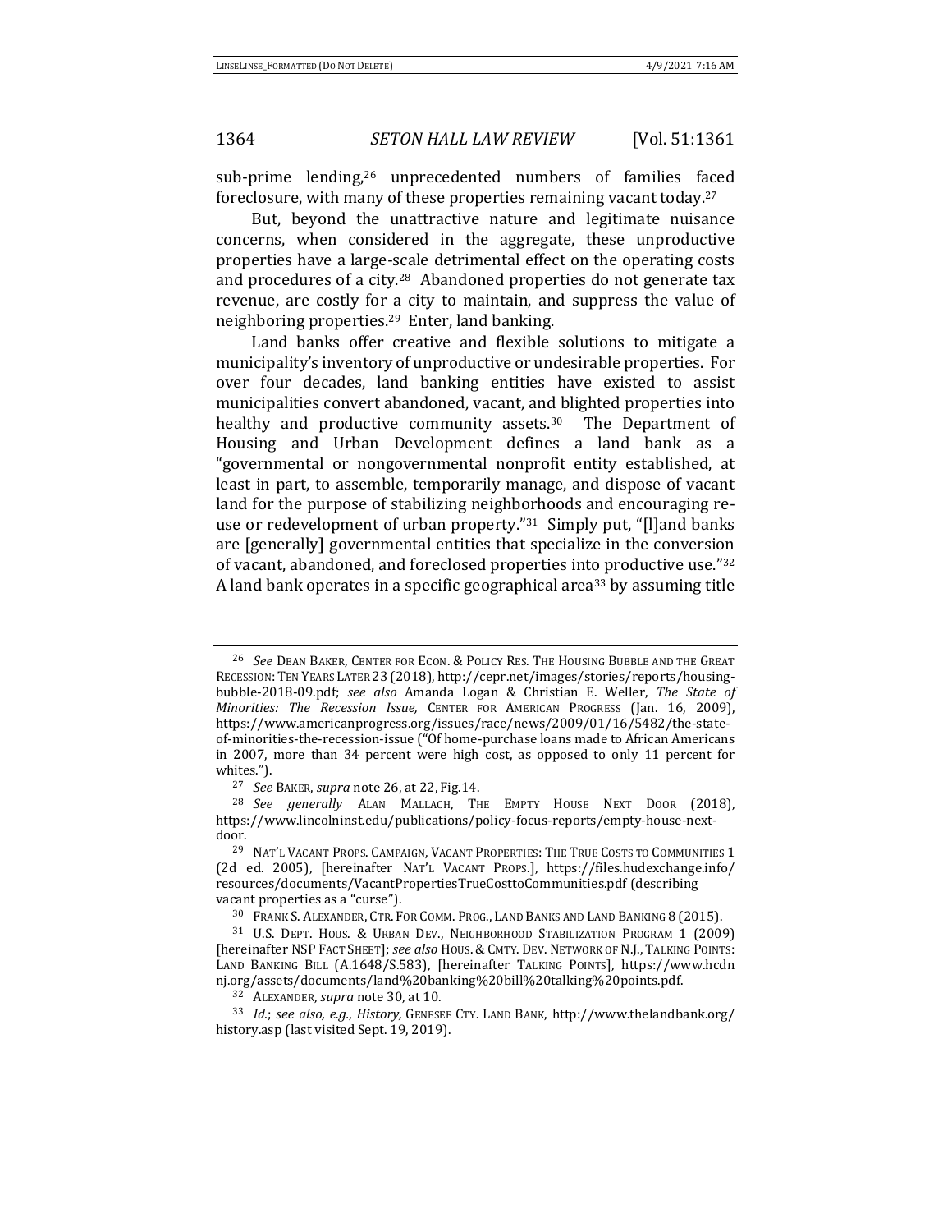sub-prime lending,[26] unprecedented numbers of families faced foreclosure, with many of these properties remaining vacant today.[27]

But, beyond the unattractive nature and legitimate nuisance concerns, when considered in the aggregate, these unproductive properties have a large-scale detrimental effect on the operating costs and procedures of a city.[28] Abandoned properties do not generate tax revenue, are costly for a city to maintain, and suppress the value of neighboring properties.[29] Enter, land banking.

Land banks offer creative and flexible solutions to mitigate a municipality's inventory of unproductive or undesirable properties. For over four decades, land banking entities have existed to assist municipalities convert abandoned, vacant, and blighted properties into healthy and productive community assets.[30] The Department of Housing and Urban Development defines a land bank as a "governmental or nongovernmental nonprofit entity established, at least in part, to assemble, temporarily manage, and dispose of vacant land for the purpose of stabilizing neighborhoods and encouraging re-use or redevelopment of urban property."[31] Simply put, "[l]and banks are [generally] governmental entities that specialize in the conversion of vacant, abandoned, and foreclosed properties into productive use."[32] A land bank operates in a specific geographical area[33] by assuming title

---

[26] *See* DEAN BAKER, CENTER FOR ECON. & POLICY RES. THE HOUSING BUBBLE AND THE GREAT RECESSION: TEN YEARS LATER 23 (2018), http://cepr.net/images/stories/reports/housing-bubble-2018-09.pdf; *see also* Amanda Logan & Christian E. Weller, *The State of Minorities: The Recession Issue,* CENTER FOR AMERICAN PROGRESS (Jan. 16, 2009), https://www.americanprogress.org/issues/race/news/2009/01/16/5482/the-state-of-minorities-the-recession-issue ("Of home-purchase loans made to African Americans in 2007, more than 34 percent were high cost, as opposed to only 11 percent for whites.").

[27] *See* BAKER, *supra* note 26, at 22, Fig.14.

[28] *See generally* ALAN MALLACH, THE EMPTY HOUSE NEXT DOOR (2018), https://www.lincolninst.edu/publications/policy-focus-reports/empty-house-next-door.

[29] NAT'L VACANT PROPS. CAMPAIGN, VACANT PROPERTIES: THE TRUE COSTS TO COMMUNITIES 1 (2d ed. 2005), [hereinafter NAT'L VACANT PROPS.], https://files.hudexchange.info/resources/documents/VacantPropertiesTrueCosttoCommunities.pdf (describing vacant properties as a "curse").

[30] FRANK S. ALEXANDER, CTR. FOR COMM. PROG., LAND BANKS AND LAND BANKING 8 (2015).

[31] U.S. DEPT. HOUS. & URBAN DEV., NEIGHBORHOOD STABILIZATION PROGRAM 1 (2009) [hereinafter NSP FACT SHEET]; *see also* HOUS. & CMTY. DEV. NETWORK OF N.J., TALKING POINTS: LAND BANKING BILL (A.1648/S.583), [hereinafter TALKING POINTS], https://www.hcdnnj.org/assets/documents/land%20banking%20bill%20talking%20points.pdf.

[32] ALEXANDER, *supra* note 30, at 10.

[33] *Id.*; *see also, e.g.*, *History,* GENESEE CTY. LAND BANK, http://www.thelandbank.org/history.asp (last visited Sept. 19, 2019).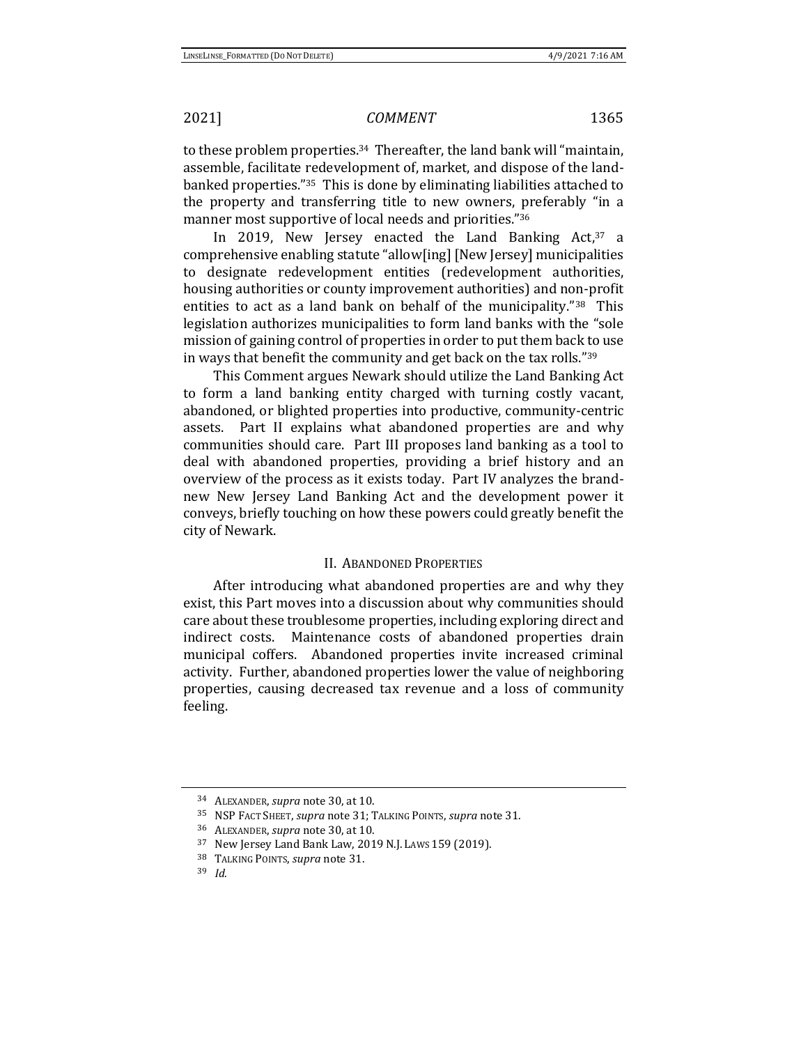to these problem properties.[34] Thereafter, the land bank will "maintain, assemble, facilitate redevelopment of, market, and dispose of the land-banked properties."[35] This is done by eliminating liabilities attached to the property and transferring title to new owners, preferably "in a manner most supportive of local needs and priorities."[36]

In 2019, New Jersey enacted the Land Banking Act,[37] a comprehensive enabling statute "allow[ing] [New Jersey] municipalities to designate redevelopment entities (redevelopment authorities, housing authorities or county improvement authorities) and non-profit entities to act as a land bank on behalf of the municipality."[38] This legislation authorizes municipalities to form land banks with the "sole mission of gaining control of properties in order to put them back to use in ways that benefit the community and get back on the tax rolls."[39]

This Comment argues Newark should utilize the Land Banking Act to form a land banking entity charged with turning costly vacant, abandoned, or blighted properties into productive, community-centric assets. Part II explains what abandoned properties are and why communities should care. Part III proposes land banking as a tool to deal with abandoned properties, providing a brief history and an overview of the process as it exists today. Part IV analyzes the brand-new New Jersey Land Banking Act and the development power it conveys, briefly touching on how these powers could greatly benefit the city of Newark.

## II. Abandoned Properties

After introducing what abandoned properties are and why they exist, this Part moves into a discussion about why communities should care about these troublesome properties, including exploring direct and indirect costs. Maintenance costs of abandoned properties drain municipal coffers. Abandoned properties invite increased criminal activity. Further, abandoned properties lower the value of neighboring properties, causing decreased tax revenue and a loss of community feeling.

---

[34] Alexander, *supra* note 30, at 10.

[35] NSP Fact Sheet, *supra* note 31; Talking Points, *supra* note 31.

[36] Alexander, *supra* note 30, at 10.

[37] New Jersey Land Bank Law, 2019 N.J. Laws 159 (2019).

[38] Talking Points, *supra* note 31.

[39] *Id.*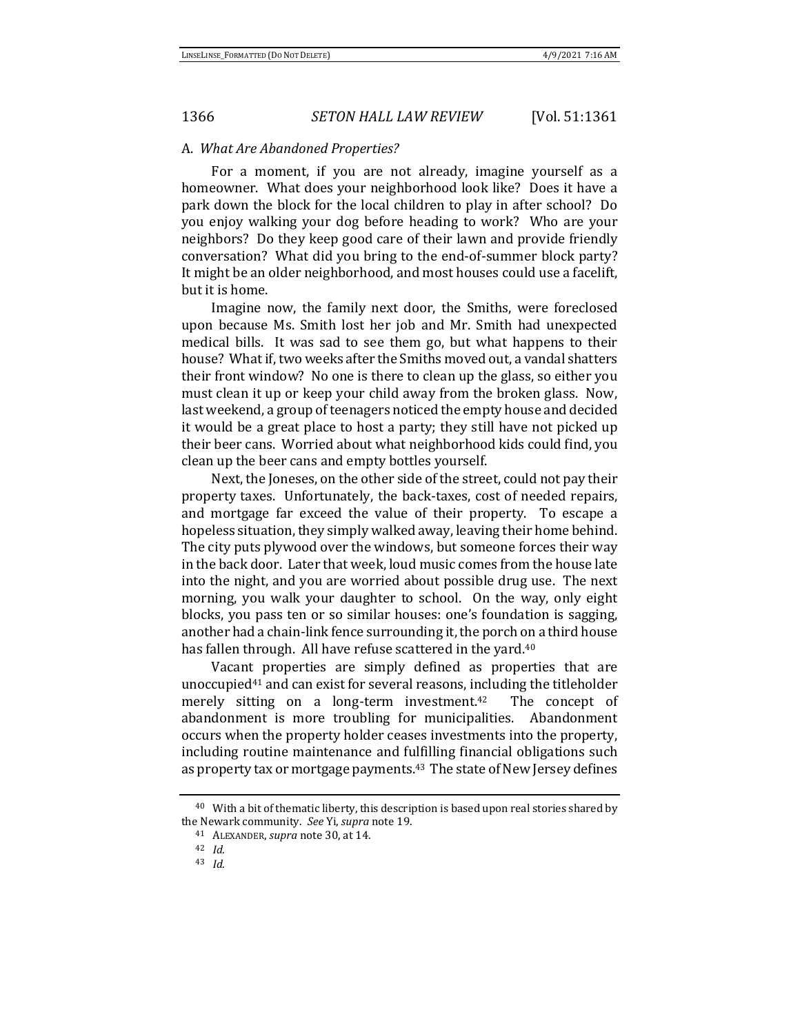### A. *What Are Abandoned Properties?*

For a moment, if you are not already, imagine yourself as a homeowner. What does your neighborhood look like? Does it have a park down the block for the local children to play in after school? Do you enjoy walking your dog before heading to work? Who are your neighbors? Do they keep good care of their lawn and provide friendly conversation? What did you bring to the end-of-summer block party? It might be an older neighborhood, and most houses could use a facelift, but it is home.

Imagine now, the family next door, the Smiths, were foreclosed upon because Ms. Smith lost her job and Mr. Smith had unexpected medical bills. It was sad to see them go, but what happens to their house? What if, two weeks after the Smiths moved out, a vandal shatters their front window? No one is there to clean up the glass, so either you must clean it up or keep your child away from the broken glass. Now, last weekend, a group of teenagers noticed the empty house and decided it would be a great place to host a party; they still have not picked up their beer cans. Worried about what neighborhood kids could find, you clean up the beer cans and empty bottles yourself.

Next, the Joneses, on the other side of the street, could not pay their property taxes. Unfortunately, the back-taxes, cost of needed repairs, and mortgage far exceed the value of their property. To escape a hopeless situation, they simply walked away, leaving their home behind. The city puts plywood over the windows, but someone forces their way in the back door. Later that week, loud music comes from the house late into the night, and you are worried about possible drug use. The next morning, you walk your daughter to school. On the way, only eight blocks, you pass ten or so similar houses: one's foundation is sagging, another had a chain-link fence surrounding it, the porch on a third house has fallen through. All have refuse scattered in the yard.[40]

Vacant properties are simply defined as properties that are unoccupied[41] and can exist for several reasons, including the titleholder merely sitting on a long-term investment.[42] The concept of abandonment is more troubling for municipalities. Abandonment occurs when the property holder ceases investments into the property, including routine maintenance and fulfilling financial obligations such as property tax or mortgage payments.[43] The state of New Jersey defines

---

[40] With a bit of thematic liberty, this description is based upon real stories shared by the Newark community. *See* Yi, *supra* note 19.

[41] ALEXANDER, *supra* note 30, at 14.

[42] *Id.*

[43] *Id.*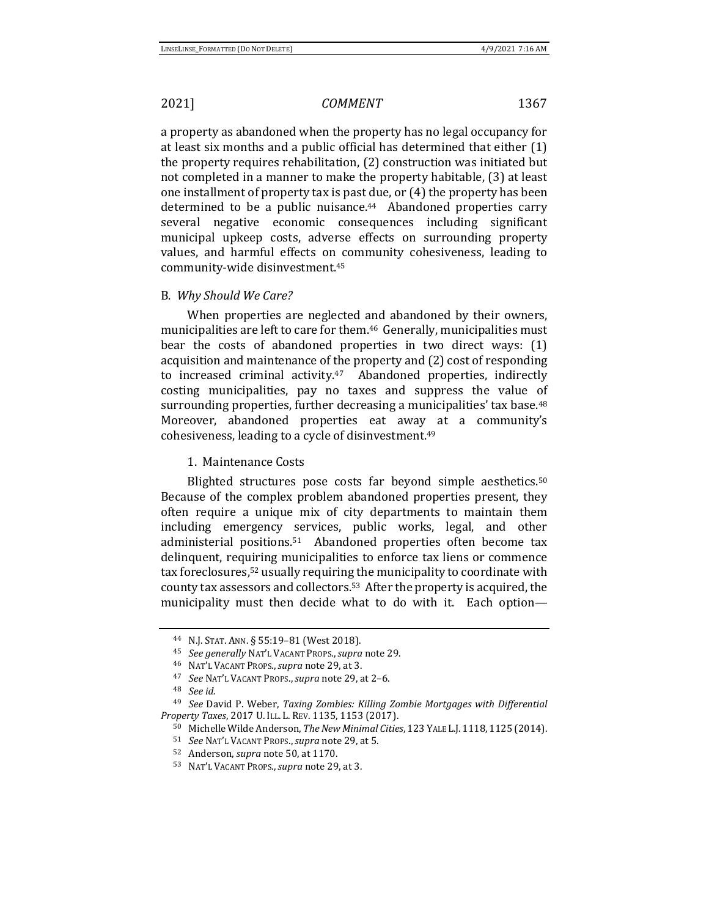a property as abandoned when the property has no legal occupancy for at least six months and a public official has determined that either (1) the property requires rehabilitation, (2) construction was initiated but not completed in a manner to make the property habitable, (3) at least one installment of property tax is past due, or (4) the property has been determined to be a public nuisance.[44] Abandoned properties carry several negative economic consequences including significant municipal upkeep costs, adverse effects on surrounding property values, and harmful effects on community cohesiveness, leading to community-wide disinvestment.[45]

### B. *Why Should We Care?*

When properties are neglected and abandoned by their owners, municipalities are left to care for them.[46] Generally, municipalities must bear the costs of abandoned properties in two direct ways: (1) acquisition and maintenance of the property and (2) cost of responding to increased criminal activity.[47] Abandoned properties, indirectly costing municipalities, pay no taxes and suppress the value of surrounding properties, further decreasing a municipalities' tax base.[48] Moreover, abandoned properties eat away at a community's cohesiveness, leading to a cycle of disinvestment.[49]

#### 1. Maintenance Costs

Blighted structures pose costs far beyond simple aesthetics.[50] Because of the complex problem abandoned properties present, they often require a unique mix of city departments to maintain them including emergency services, public works, legal, and other administerial positions.[51] Abandoned properties often become tax delinquent, requiring municipalities to enforce tax liens or commence tax foreclosures,[52] usually requiring the municipality to coordinate with county tax assessors and collectors.[53] After the property is acquired, the municipality must then decide what to do with it. Each option—

---

[44] N.J. STAT. ANN. § 55:19–81 (West 2018).

[45] *See generally* NAT'L VACANT PROPS., *supra* note 29.

[46] NAT'L VACANT PROPS., *supra* note 29, at 3.

[47] *See* NAT'L VACANT PROPS., *supra* note 29, at 2–6.

[48] *See id.*

[49] *See* David P. Weber, *Taxing Zombies: Killing Zombie Mortgages with Differential Property Taxes*, 2017 U. ILL. L. REV. 1135, 1153 (2017).

[50] Michelle Wilde Anderson, *The New Minimal Cities*, 123 YALE L.J. 1118, 1125 (2014).

[51] *See* NAT'L VACANT PROPS., *supra* note 29, at 5.

[52] Anderson, *supra* note 50, at 1170.

[53] NAT'L VACANT PROPS., *supra* note 29, at 3.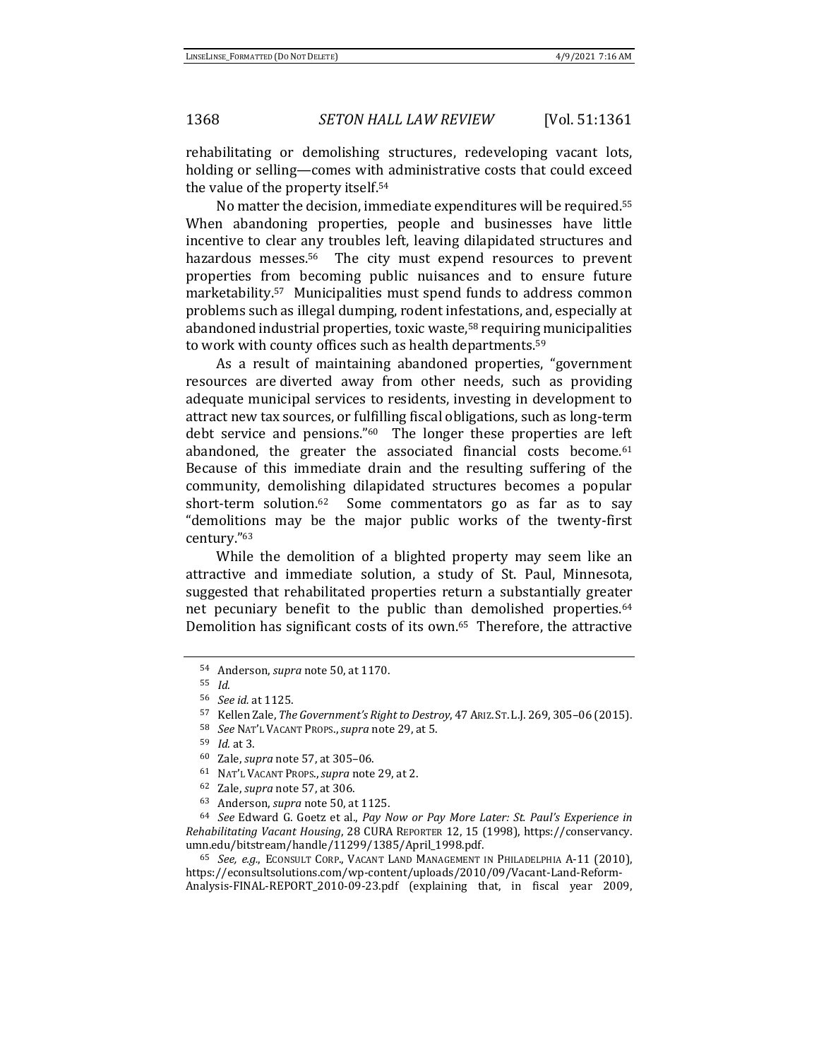rehabilitating or demolishing structures, redeveloping vacant lots, holding or selling—comes with administrative costs that could exceed the value of the property itself.[54]

No matter the decision, immediate expenditures will be required.[55] When abandoning properties, people and businesses have little incentive to clear any troubles left, leaving dilapidated structures and hazardous messes.[56] The city must expend resources to prevent properties from becoming public nuisances and to ensure future marketability.[57] Municipalities must spend funds to address common problems such as illegal dumping, rodent infestations, and, especially at abandoned industrial properties, toxic waste,[58] requiring municipalities to work with county offices such as health departments.[59]

As a result of maintaining abandoned properties, "government resources are diverted away from other needs, such as providing adequate municipal services to residents, investing in development to attract new tax sources, or fulfilling fiscal obligations, such as long-term debt service and pensions."[60] The longer these properties are left abandoned, the greater the associated financial costs become.[61] Because of this immediate drain and the resulting suffering of the community, demolishing dilapidated structures becomes a popular short-term solution.[62] Some commentators go as far as to say "demolitions may be the major public works of the twenty-first century."[63]

While the demolition of a blighted property may seem like an attractive and immediate solution, a study of St. Paul, Minnesota, suggested that rehabilitated properties return a substantially greater net pecuniary benefit to the public than demolished properties.[64] Demolition has significant costs of its own.[65] Therefore, the attractive

---

[54] Anderson, *supra* note 50, at 1170.

[55] *Id.*

[56] *See id.* at 1125.

[57] Kellen Zale, *The Government's Right to Destroy*, 47 ARIZ. ST. L.J. 269, 305–06 (2015).

[58] *See* NAT'L VACANT PROPS., *supra* note 29, at 5.

[59] *Id.* at 3.

[60] Zale, *supra* note 57, at 305–06.

[61] NAT'L VACANT PROPS., *supra* note 29, at 2.

[62] Zale, *supra* note 57, at 306.

[63] Anderson, *supra* note 50, at 1125.

[64] *See* Edward G. Goetz et al., *Pay Now or Pay More Later: St. Paul's Experience in Rehabilitating Vacant Housing*, 28 CURA REPORTER 12, 15 (1998), https://conservancy.umn.edu/bitstream/handle/11299/1385/April_1998.pdf.

[65] *See, e.g.*, ECONSULT CORP., VACANT LAND MANAGEMENT IN PHILADELPHIA A-11 (2010), https://econsultsolutions.com/wp-content/uploads/2010/09/Vacant-Land-Reform-Analysis-FINAL-REPORT_2010-09-23.pdf (explaining that, in fiscal year 2009,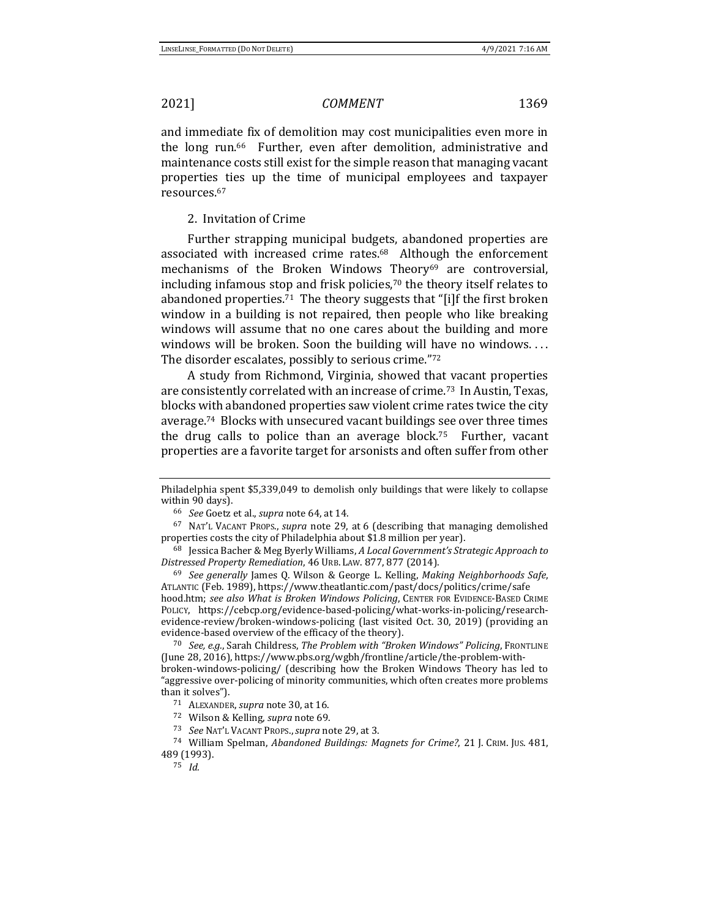and immediate fix of demolition may cost municipalities even more in the long run.[66] Further, even after demolition, administrative and maintenance costs still exist for the simple reason that managing vacant properties ties up the time of municipal employees and taxpayer resources.[67]

### 2. Invitation of Crime

Further strapping municipal budgets, abandoned properties are associated with increased crime rates.[68] Although the enforcement mechanisms of the Broken Windows Theory[69] are controversial, including infamous stop and frisk policies,[70] the theory itself relates to abandoned properties.[71] The theory suggests that "[i]f the first broken window in a building is not repaired, then people who like breaking windows will assume that no one cares about the building and more windows will be broken. Soon the building will have no windows. . . . The disorder escalates, possibly to serious crime."[72]

A study from Richmond, Virginia, showed that vacant properties are consistently correlated with an increase of crime.[73] In Austin, Texas, blocks with abandoned properties saw violent crime rates twice the city average.[74] Blocks with unsecured vacant buildings see over three times the drug calls to police than an average block.[75] Further, vacant properties are a favorite target for arsonists and often suffer from other

---

Philadelphia spent $5,339,049 to demolish only buildings that were likely to collapse within 90 days).

[66] *See* Goetz et al., *supra* note 64, at 14.

[67] NAT'L VACANT PROPS., *supra* note 29, at 6 (describing that managing demolished properties costs the city of Philadelphia about $1.8 million per year).

[68] Jessica Bacher & Meg Byerly Williams, *A Local Government's Strategic Approach to Distressed Property Remediation*, 46 URB. LAW. 877, 877 (2014).

[69] *See generally* James Q. Wilson & George L. Kelling, *Making Neighborhoods Safe*, ATLANTIC (Feb. 1989), https://www.theatlantic.com/past/docs/politics/crime/safehood.htm; *see also What is Broken Windows Policing*, CENTER FOR EVIDENCE-BASED CRIME POLICY, https://cebcp.org/evidence-based-policing/what-works-in-policing/research-evidence-review/broken-windows-policing (last visited Oct. 30, 2019) (providing an evidence-based overview of the efficacy of the theory).

[70] *See, e.g.*, Sarah Childress, *The Problem with "Broken Windows" Policing*, FRONTLINE (June 28, 2016), https://www.pbs.org/wgbh/frontline/article/the-problem-with-broken-windows-policing/ (describing how the Broken Windows Theory has led to "aggressive over-policing of minority communities, which often creates more problems than it solves").

[71] ALEXANDER, *supra* note 30, at 16.

[72] Wilson & Kelling, *supra* note 69.

[73] *See* NAT'L VACANT PROPS., *supra* note 29, at 3.

[74] William Spelman, *Abandoned Buildings: Magnets for Crime?*, 21 J. CRIM. JUS. 481, 489 (1993).

[75] *Id.*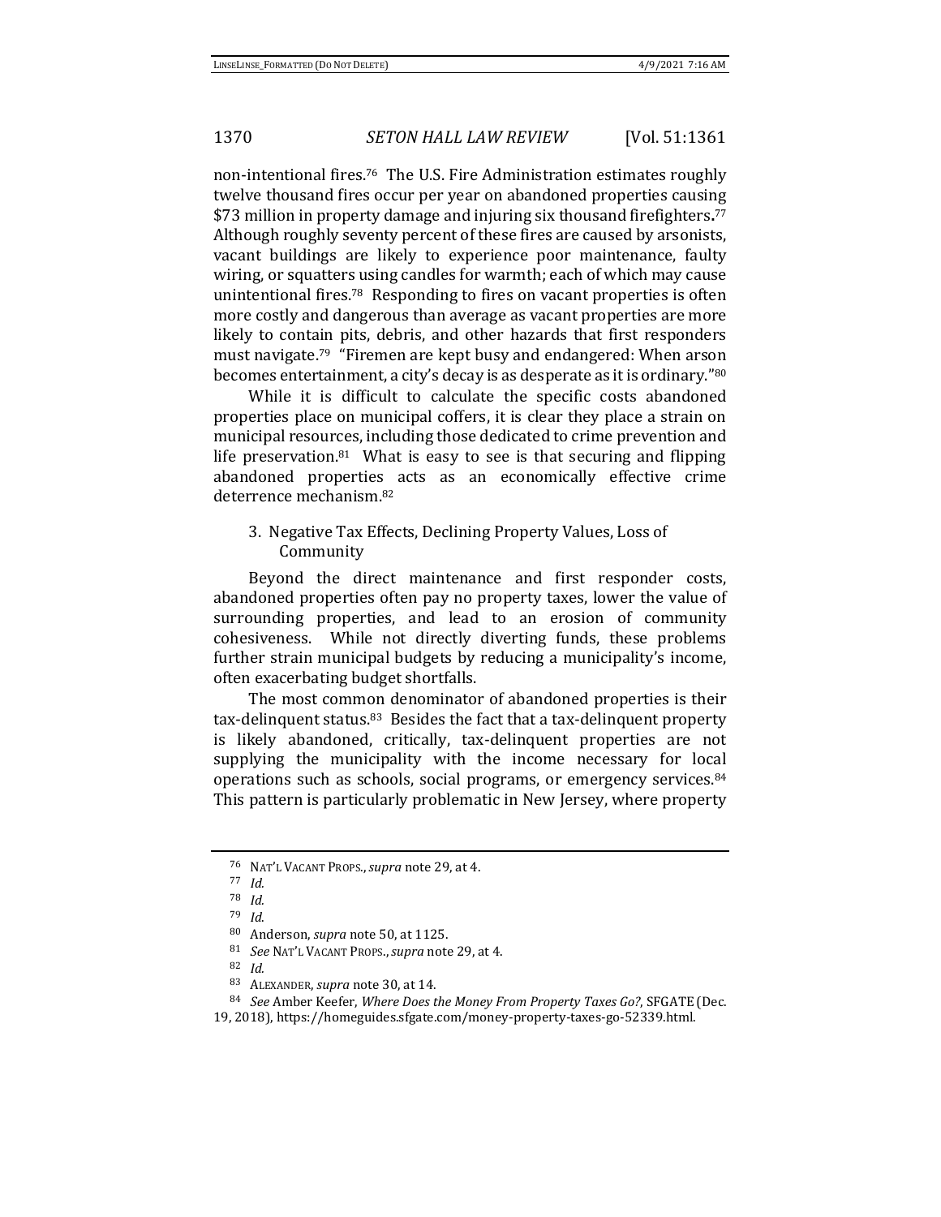non-intentional fires.[76] The U.S. Fire Administration estimates roughly twelve thousand fires occur per year on abandoned properties causing $73 million in property damage and injuring six thousand firefighters**.**[77] Although roughly seventy percent of these fires are caused by arsonists, vacant buildings are likely to experience poor maintenance, faulty wiring, or squatters using candles for warmth; each of which may cause unintentional fires.[78] Responding to fires on vacant properties is often more costly and dangerous than average as vacant properties are more likely to contain pits, debris, and other hazards that first responders must navigate.[79] "Firemen are kept busy and endangered: When arson becomes entertainment, a city's decay is as desperate as it is ordinary."[80]

While it is difficult to calculate the specific costs abandoned properties place on municipal coffers, it is clear they place a strain on municipal resources, including those dedicated to crime prevention and life preservation.[81] What is easy to see is that securing and flipping abandoned properties acts as an economically effective crime deterrence mechanism.[82]

3. Negative Tax Effects, Declining Property Values, Loss of Community

Beyond the direct maintenance and first responder costs, abandoned properties often pay no property taxes, lower the value of surrounding properties, and lead to an erosion of community cohesiveness. While not directly diverting funds, these problems further strain municipal budgets by reducing a municipality's income, often exacerbating budget shortfalls.

The most common denominator of abandoned properties is their tax-delinquent status.[83] Besides the fact that a tax-delinquent property is likely abandoned, critically, tax-delinquent properties are not supplying the municipality with the income necessary for local operations such as schools, social programs, or emergency services.[84] This pattern is particularly problematic in New Jersey, where property

---

[76] NAT'L VACANT PROPS., *supra* note 29, at 4.

[77] *Id.*

[78] *Id.*

[79] *Id.*

[80] Anderson, *supra* note 50, at 1125.

[81] *See* NAT'L VACANT PROPS., *supra* note 29, at 4.

[82] *Id.*

[83] ALEXANDER, *supra* note 30, at 14.

[84] *See* Amber Keefer, *Where Does the Money From Property Taxes Go?*, SFGATE (Dec. 19, 2018), https://homeguides.sfgate.com/money-property-taxes-go-52339.html.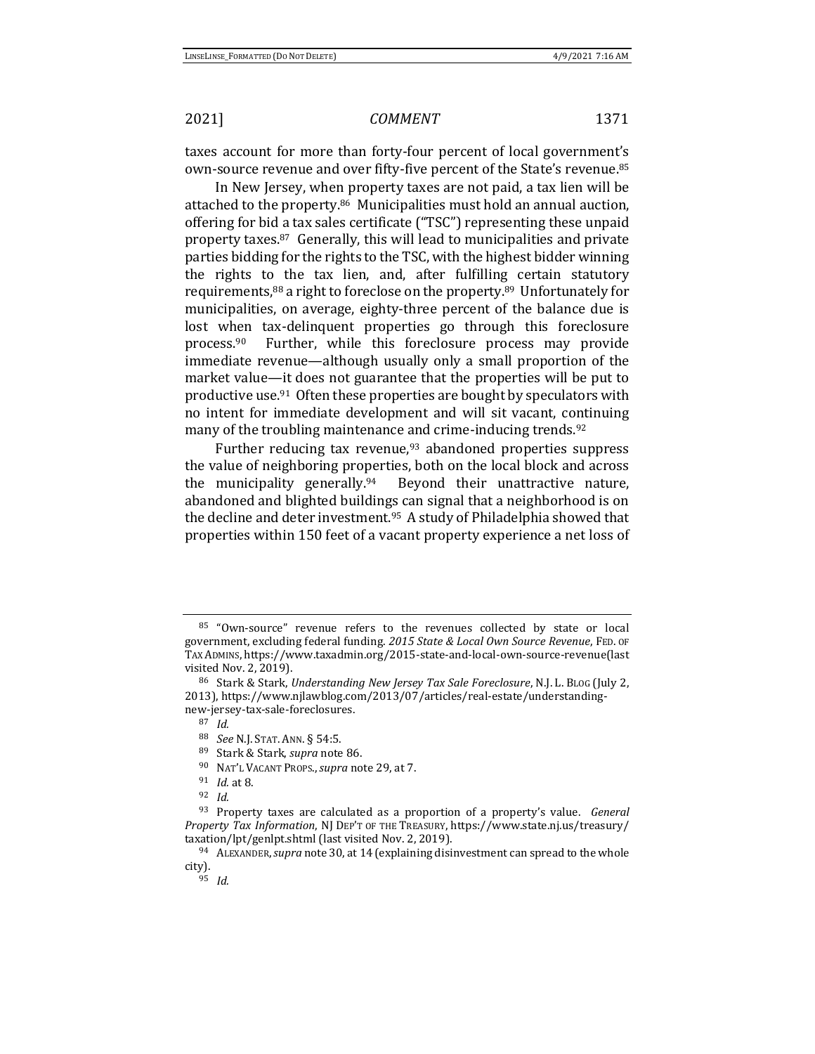taxes account for more than forty-four percent of local government's own-source revenue and over fifty-five percent of the State's revenue.[85]

In New Jersey, when property taxes are not paid, a tax lien will be attached to the property.[86] Municipalities must hold an annual auction, offering for bid a tax sales certificate ("TSC") representing these unpaid property taxes.[87] Generally, this will lead to municipalities and private parties bidding for the rights to the TSC, with the highest bidder winning the rights to the tax lien, and, after fulfilling certain statutory requirements,[88] a right to foreclose on the property.[89] Unfortunately for municipalities, on average, eighty-three percent of the balance due is lost when tax-delinquent properties go through this foreclosure process.[90] Further, while this foreclosure process may provide immediate revenue—although usually only a small proportion of the market value—it does not guarantee that the properties will be put to productive use.[91] Often these properties are bought by speculators with no intent for immediate development and will sit vacant, continuing many of the troubling maintenance and crime-inducing trends.[92]

Further reducing tax revenue,[93] abandoned properties suppress the value of neighboring properties, both on the local block and across the municipality generally.[94] Beyond their unattractive nature, abandoned and blighted buildings can signal that a neighborhood is on the decline and deter investment.[95] A study of Philadelphia showed that properties within 150 feet of a vacant property experience a net loss of

---

[85] "Own-source" revenue refers to the revenues collected by state or local government, excluding federal funding. *2015 State & Local Own Source Revenue*, FED. OF TAX ADMINS, https://www.taxadmin.org/2015-state-and-local-own-source-revenue(last visited Nov. 2, 2019).

[86] Stark & Stark, *Understanding New Jersey Tax Sale Foreclosure*, N.J. L. BLOG (July 2, 2013), https://www.njlawblog.com/2013/07/articles/real-estate/understanding-new-jersey-tax-sale-foreclosures.

[87] *Id.*

[88] *See* N.J. STAT. ANN. § 54:5.

[89] Stark & Stark, *supra* note 86.

[90] NAT'L VACANT PROPS., *supra* note 29, at 7.

[91] *Id.* at 8.

[92] *Id.*

[93] Property taxes are calculated as a proportion of a property's value. *General Property Tax Information*, NJ DEP'T OF THE TREASURY, https://www.state.nj.us/treasury/taxation/lpt/genlpt.shtml (last visited Nov. 2, 2019).

[94] ALEXANDER, *supra* note 30, at 14 (explaining disinvestment can spread to the whole city).

[95] *Id.*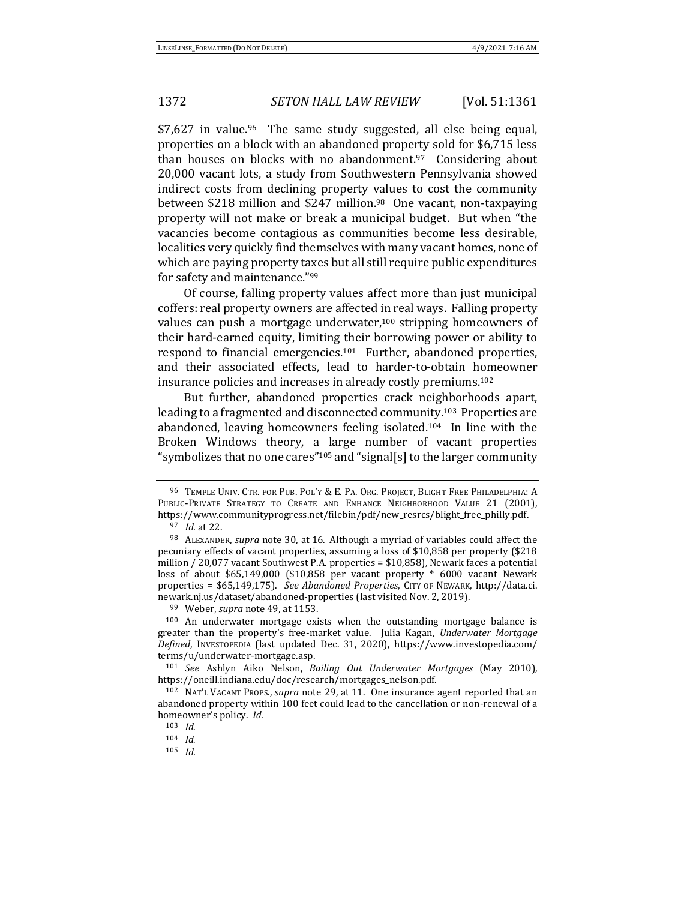$7,627 in value.[96] The same study suggested, all else being equal, properties on a block with an abandoned property sold for $6,715 less than houses on blocks with no abandonment.[97] Considering about 20,000 vacant lots, a study from Southwestern Pennsylvania showed indirect costs from declining property values to cost the community between $218 million and $247 million.[98] One vacant, non-taxpaying property will not make or break a municipal budget. But when "the vacancies become contagious as communities become less desirable, localities very quickly find themselves with many vacant homes, none of which are paying property taxes but all still require public expenditures for safety and maintenance."[99]

Of course, falling property values affect more than just municipal coffers: real property owners are affected in real ways. Falling property values can push a mortgage underwater,[100] stripping homeowners of their hard-earned equity, limiting their borrowing power or ability to respond to financial emergencies.[101] Further, abandoned properties, and their associated effects, lead to harder-to-obtain homeowner insurance policies and increases in already costly premiums.[102]

But further, abandoned properties crack neighborhoods apart, leading to a fragmented and disconnected community.[103] Properties are abandoned, leaving homeowners feeling isolated.[104] In line with the Broken Windows theory, a large number of vacant properties "symbolizes that no one cares"[105] and "signal[s] to the larger community

---

[96] TEMPLE UNIV. CTR. FOR PUB. POL'Y & E. PA. ORG. PROJECT, BLIGHT FREE PHILADELPHIA: A PUBLIC-PRIVATE STRATEGY TO CREATE AND ENHANCE NEIGHBORHOOD VALUE 21 (2001), https://www.communityprogress.net/filebin/pdf/new_resrcs/blight_free_philly.pdf.

[97] *Id.* at 22.

[98] ALEXANDER, *supra* note 30, at 16. Although a myriad of variables could affect the pecuniary effects of vacant properties, assuming a loss of $10,858 per property ($218 million / 20,077 vacant Southwest P.A. properties = $10,858), Newark faces a potential loss of about $65,149,000 ($10,858 per vacant property * 6000 vacant Newark properties = $65,149,175). *See Abandoned Properties*, CITY OF NEWARK, http://data.ci.newark.nj.us/dataset/abandoned-properties (last visited Nov. 2, 2019).

[99] Weber, *supra* note 49, at 1153.

[100] An underwater mortgage exists when the outstanding mortgage balance is greater than the property's free-market value. Julia Kagan, *Underwater Mortgage Defined*, INVESTOPEDIA (last updated Dec. 31, 2020), https://www.investopedia.com/terms/u/underwater-mortgage.asp.

[101] *See* Ashlyn Aiko Nelson, *Bailing Out Underwater Mortgages* (May 2010), https://oneill.indiana.edu/doc/research/mortgages_nelson.pdf.

[102] NAT'L VACANT PROPS., *supra* note 29, at 11. One insurance agent reported that an abandoned property within 100 feet could lead to the cancellation or non-renewal of a homeowner's policy. *Id.*

[103] *Id.*

[104] *Id.*

[105] *Id.*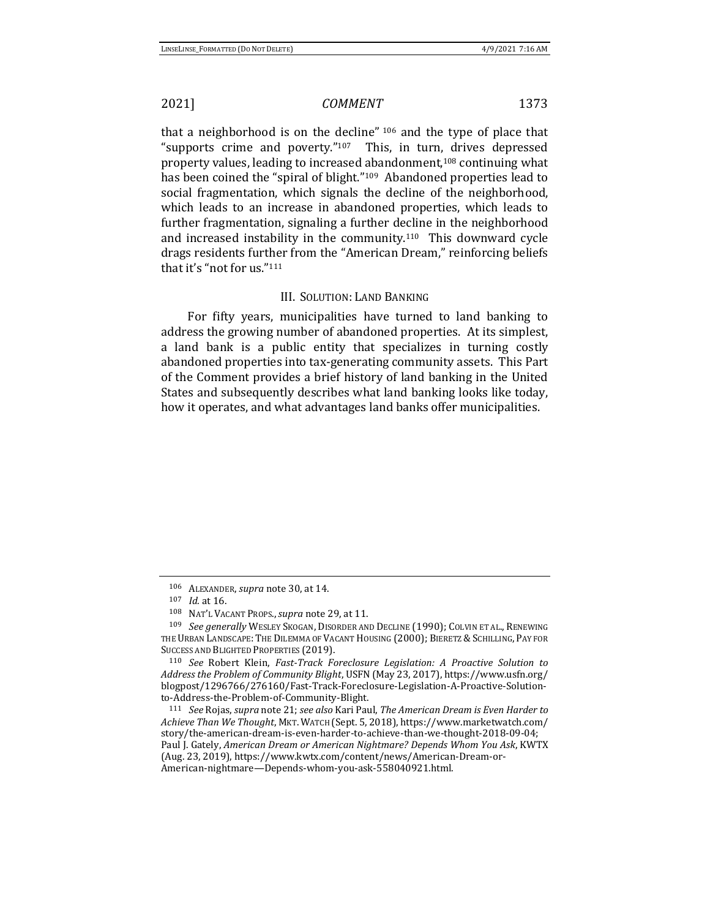that a neighborhood is on the decline"[106] and the type of place that "supports crime and poverty."[107] This, in turn, drives depressed property values, leading to increased abandonment,[108] continuing what has been coined the "spiral of blight."[109] Abandoned properties lead to social fragmentation, which signals the decline of the neighborhood, which leads to an increase in abandoned properties, which leads to further fragmentation, signaling a further decline in the neighborhood and increased instability in the community.[110] This downward cycle drags residents further from the "American Dream," reinforcing beliefs that it's "not for us."[111]

## III. Solution: Land Banking

For fifty years, municipalities have turned to land banking to address the growing number of abandoned properties. At its simplest, a land bank is a public entity that specializes in turning costly abandoned properties into tax-generating community assets. This Part of the Comment provides a brief history of land banking in the United States and subsequently describes what land banking looks like today, how it operates, and what advantages land banks offer municipalities.

---

[106] Alexander, *supra* note 30, at 14.

[107] *Id.* at 16.

[108] Nat'l Vacant Props., *supra* note 29, at 11.

[109] *See generally* Wesley Skogan, Disorder and Decline (1990); Colvin et al., Renewing the Urban Landscape: The Dilemma of Vacant Housing (2000); Bieretz & Schilling, Pay for Success and Blighted Properties (2019).

[110] *See* Robert Klein, *Fast-Track Foreclosure Legislation: A Proactive Solution to Address the Problem of Community Blight*, USFN (May 23, 2017), https://www.usfn.org/blogpost/1296766/276160/Fast-Track-Foreclosure-Legislation-A-Proactive-Solution-to-Address-the-Problem-of-Community-Blight.

[111] *See* Rojas, *supra* note 21; *see also* Kari Paul, *The American Dream is Even Harder to Achieve Than We Thought*, Mkt. Watch (Sept. 5, 2018), https://www.marketwatch.com/story/the-american-dream-is-even-harder-to-achieve-than-we-thought-2018-09-04; Paul J. Gately, *American Dream or American Nightmare? Depends Whom You Ask*, KWTX (Aug. 23, 2019), https://www.kwtx.com/content/news/American-Dream-or-American-nightmare—Depends-whom-you-ask-558040921.html.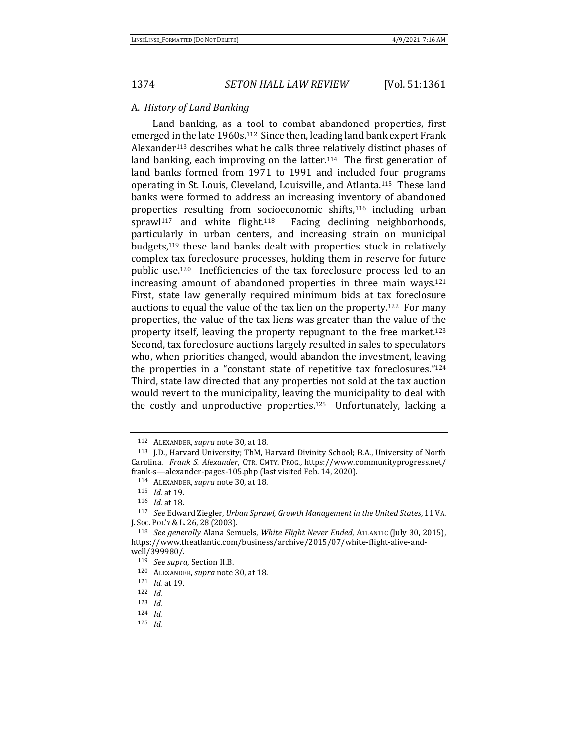### A. *History of Land Banking*

Land banking, as a tool to combat abandoned properties, first emerged in the late 1960s.[112] Since then, leading land bank expert Frank Alexander[113] describes what he calls three relatively distinct phases of land banking, each improving on the latter.[114] The first generation of land banks formed from 1971 to 1991 and included four programs operating in St. Louis, Cleveland, Louisville, and Atlanta.[115] These land banks were formed to address an increasing inventory of abandoned properties resulting from socioeconomic shifts,[116] including urban sprawl[117] and white flight.[118] Facing declining neighborhoods, particularly in urban centers, and increasing strain on municipal budgets,[119] these land banks dealt with properties stuck in relatively complex tax foreclosure processes, holding them in reserve for future public use.[120] Inefficiencies of the tax foreclosure process led to an increasing amount of abandoned properties in three main ways.[121] First, state law generally required minimum bids at tax foreclosure auctions to equal the value of the tax lien on the property.[122] For many properties, the value of the tax liens was greater than the value of the property itself, leaving the property repugnant to the free market.[123] Second, tax foreclosure auctions largely resulted in sales to speculators who, when priorities changed, would abandon the investment, leaving the properties in a "constant state of repetitive tax foreclosures."[124] Third, state law directed that any properties not sold at the tax auction would revert to the municipality, leaving the municipality to deal with the costly and unproductive properties.[125] Unfortunately, lacking a

---

[112] ALEXANDER, *supra* note 30, at 18.

[113] J.D., Harvard University; ThM, Harvard Divinity School; B.A., University of North Carolina. *Frank S. Alexander*, CTR. CMTY. PROG., https://www.communityprogress.net/frank-s—alexander-pages-105.php (last visited Feb. 14, 2020).

[114] ALEXANDER, *supra* note 30, at 18.

[115] *Id.* at 19.

[116] *Id.* at 18.

[117] *See* Edward Ziegler, *Urban Sprawl, Growth Management in the United States*, 11 VA. J. SOC. POL'Y & L. 26, 28 (2003).

[118] *See generally* Alana Semuels, *White Flight Never Ended*, ATLANTIC (July 30, 2015), https://www.theatlantic.com/business/archive/2015/07/white-flight-alive-and-well/399980/.

[119] *See supra*, Section II.B.

[120] ALEXANDER, *supra* note 30, at 18.

[121] *Id.* at 19.

[122] *Id.*

[123] *Id.*

[124] *Id.*

[125] *Id.*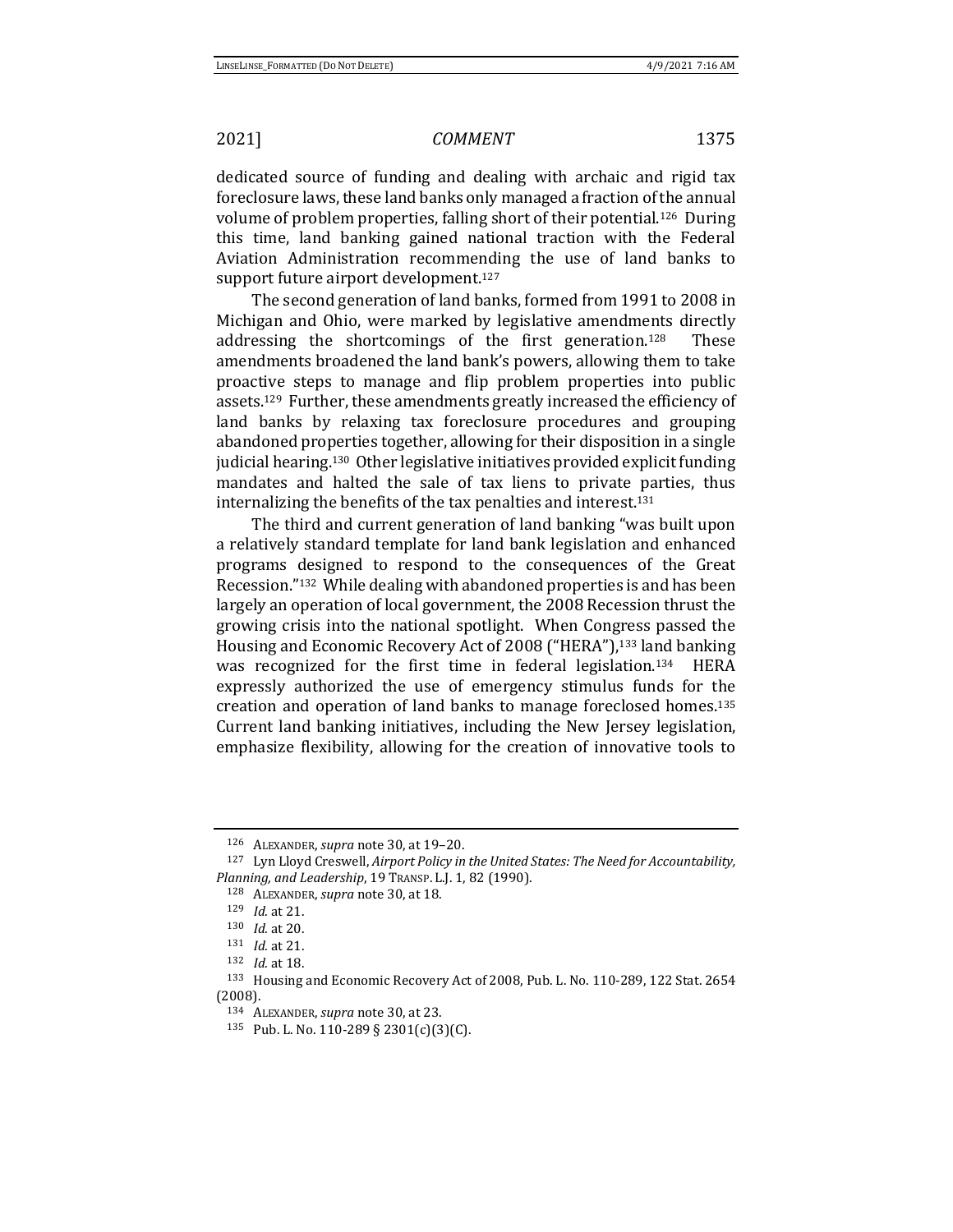dedicated source of funding and dealing with archaic and rigid tax foreclosure laws, these land banks only managed a fraction of the annual volume of problem properties, falling short of their potential.[126] During this time, land banking gained national traction with the Federal Aviation Administration recommending the use of land banks to support future airport development.[127]

The second generation of land banks, formed from 1991 to 2008 in Michigan and Ohio, were marked by legislative amendments directly addressing the shortcomings of the first generation.[128] These amendments broadened the land bank's powers, allowing them to take proactive steps to manage and flip problem properties into public assets.[129] Further, these amendments greatly increased the efficiency of land banks by relaxing tax foreclosure procedures and grouping abandoned properties together, allowing for their disposition in a single judicial hearing.[130] Other legislative initiatives provided explicit funding mandates and halted the sale of tax liens to private parties, thus internalizing the benefits of the tax penalties and interest.[131]

The third and current generation of land banking "was built upon a relatively standard template for land bank legislation and enhanced programs designed to respond to the consequences of the Great Recession."[132] While dealing with abandoned properties is and has been largely an operation of local government, the 2008 Recession thrust the growing crisis into the national spotlight. When Congress passed the Housing and Economic Recovery Act of 2008 ("HERA"),[133] land banking was recognized for the first time in federal legislation.[134] HERA expressly authorized the use of emergency stimulus funds for the creation and operation of land banks to manage foreclosed homes.[135] Current land banking initiatives, including the New Jersey legislation, emphasize flexibility, allowing for the creation of innovative tools to

---

[126] ALEXANDER, *supra* note 30, at 19–20.

[127] Lyn Lloyd Creswell, *Airport Policy in the United States: The Need for Accountability, Planning, and Leadership*, 19 TRANSP. L.J. 1, 82 (1990).

[128] ALEXANDER, *supra* note 30, at 18.

[129] *Id.* at 21.

[130] *Id.* at 20.

[131] *Id.* at 21.

[132] *Id.* at 18.

[133] Housing and Economic Recovery Act of 2008, Pub. L. No. 110-289, 122 Stat. 2654 (2008).

[134] ALEXANDER, *supra* note 30, at 23.

[135] Pub. L. No. 110-289 § 2301(c)(3)(C).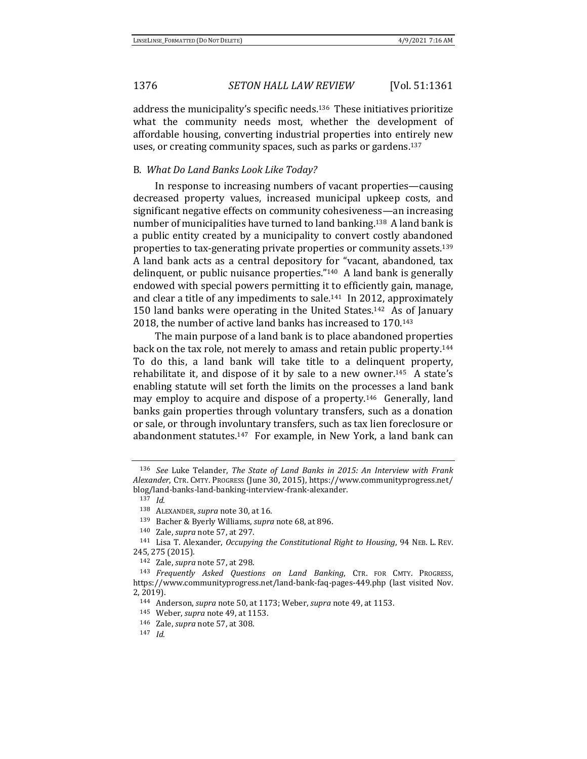address the municipality's specific needs.[136] These initiatives prioritize what the community needs most, whether the development of affordable housing, converting industrial properties into entirely new uses, or creating community spaces, such as parks or gardens.[137]

### B. *What Do Land Banks Look Like Today?*

In response to increasing numbers of vacant properties—causing decreased property values, increased municipal upkeep costs, and significant negative effects on community cohesiveness—an increasing number of municipalities have turned to land banking.[138] A land bank is a public entity created by a municipality to convert costly abandoned properties to tax-generating private properties or community assets.[139] A land bank acts as a central depository for "vacant, abandoned, tax delinquent, or public nuisance properties."[140] A land bank is generally endowed with special powers permitting it to efficiently gain, manage, and clear a title of any impediments to sale.[141] In 2012, approximately 150 land banks were operating in the United States.[142] As of January 2018, the number of active land banks has increased to 170.[143]

The main purpose of a land bank is to place abandoned properties back on the tax role, not merely to amass and retain public property.[144] To do this, a land bank will take title to a delinquent property, rehabilitate it, and dispose of it by sale to a new owner.[145] A state's enabling statute will set forth the limits on the processes a land bank may employ to acquire and dispose of a property.[146] Generally, land banks gain properties through voluntary transfers, such as a donation or sale, or through involuntary transfers, such as tax lien foreclosure or abandonment statutes.[147] For example, in New York, a land bank can

---

[136] *See* Luke Telander, *The State of Land Banks in 2015: An Interview with Frank Alexander*, CTR. CMTY. PROGRESS (June 30, 2015), https://www.communityprogress.net/blog/land-banks-land-banking-interview-frank-alexander.

[137] *Id.*

[138] ALEXANDER, *supra* note 30, at 16.

[139] Bacher & Byerly Williams, *supra* note 68, at 896.

[140] Zale, *supra* note 57, at 297.

[141] Lisa T. Alexander, *Occupying the Constitutional Right to Housing*, 94 NEB. L. REV. 245, 275 (2015).

[142] Zale, *supra* note 57, at 298.

[143] *Frequently Asked Questions on Land Banking*, CTR. FOR CMTY. PROGRESS, https://www.communityprogress.net/land-bank-faq-pages-449.php (last visited Nov. 2, 2019).

[144] Anderson, *supra* note 50, at 1173; Weber, *supra* note 49, at 1153.

[145] Weber, *supra* note 49, at 1153.

[146] Zale, *supra* note 57, at 308.

[147] *Id.*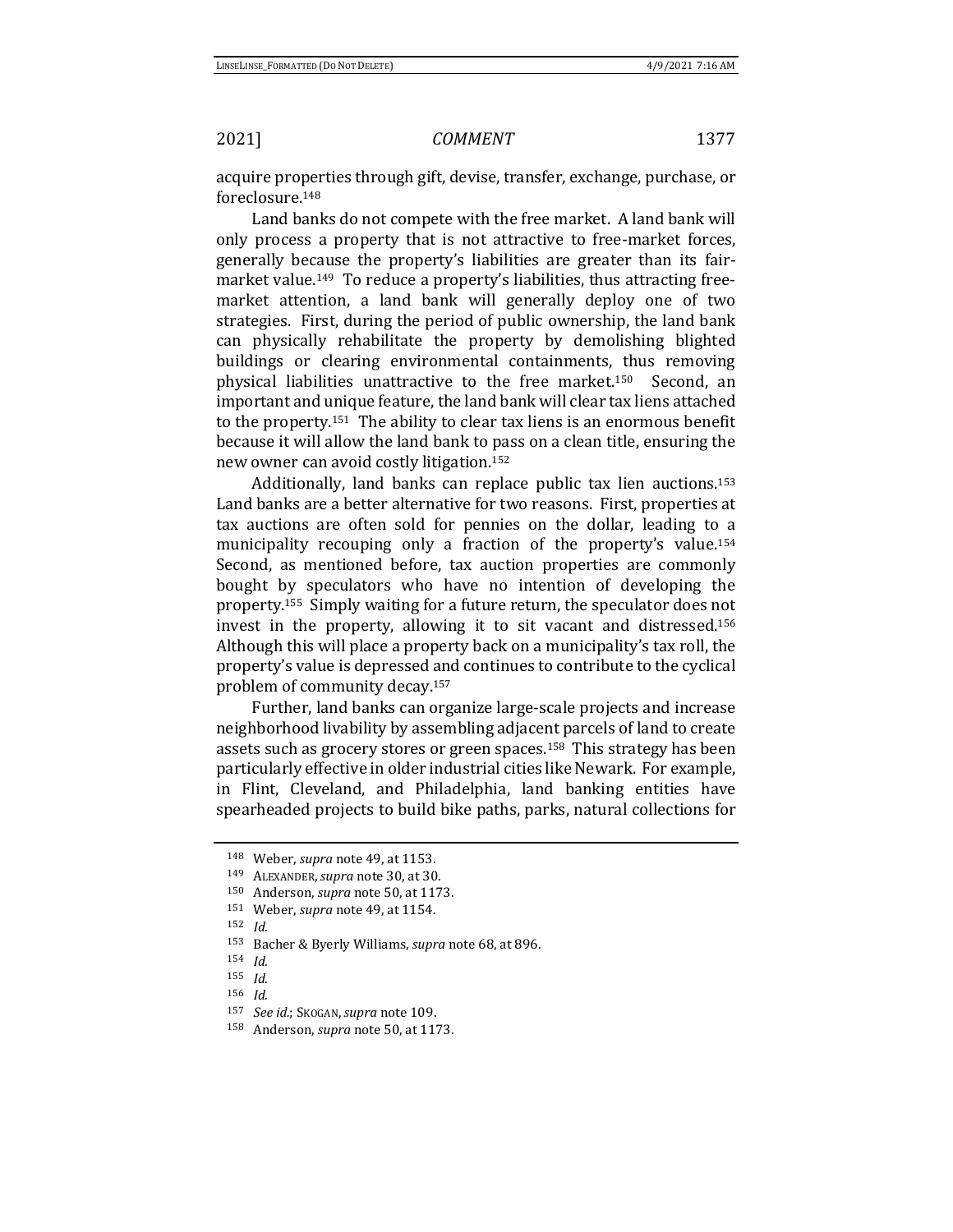acquire properties through gift, devise, transfer, exchange, purchase, or foreclosure.[148]

Land banks do not compete with the free market. A land bank will only process a property that is not attractive to free-market forces, generally because the property's liabilities are greater than its fair-market value.[149] To reduce a property's liabilities, thus attracting free-market attention, a land bank will generally deploy one of two strategies. First, during the period of public ownership, the land bank can physically rehabilitate the property by demolishing blighted buildings or clearing environmental containments, thus removing physical liabilities unattractive to the free market.[150] Second, an important and unique feature, the land bank will clear tax liens attached to the property.[151] The ability to clear tax liens is an enormous benefit because it will allow the land bank to pass on a clean title, ensuring the new owner can avoid costly litigation.[152]

Additionally, land banks can replace public tax lien auctions.[153] Land banks are a better alternative for two reasons. First, properties at tax auctions are often sold for pennies on the dollar, leading to a municipality recouping only a fraction of the property's value.[154] Second, as mentioned before, tax auction properties are commonly bought by speculators who have no intention of developing the property.[155] Simply waiting for a future return, the speculator does not invest in the property, allowing it to sit vacant and distressed.[156] Although this will place a property back on a municipality's tax roll, the property's value is depressed and continues to contribute to the cyclical problem of community decay.[157]

Further, land banks can organize large-scale projects and increase neighborhood livability by assembling adjacent parcels of land to create assets such as grocery stores or green spaces.[158] This strategy has been particularly effective in older industrial cities like Newark. For example, in Flint, Cleveland, and Philadelphia, land banking entities have spearheaded projects to build bike paths, parks, natural collections for

---

[148] Weber, *supra* note 49, at 1153.

[149] ALEXANDER, *supra* note 30, at 30.

[150] Anderson, *supra* note 50, at 1173.

[151] Weber, *supra* note 49, at 1154.

[152] *Id.*

[153] Bacher & Byerly Williams, *supra* note 68, at 896.

[154] *Id.*

[155] *Id.*

[156] *Id.*

[157] *See id.*; SKOGAN, *supra* note 109.

[158] Anderson, *supra* note 50, at 1173.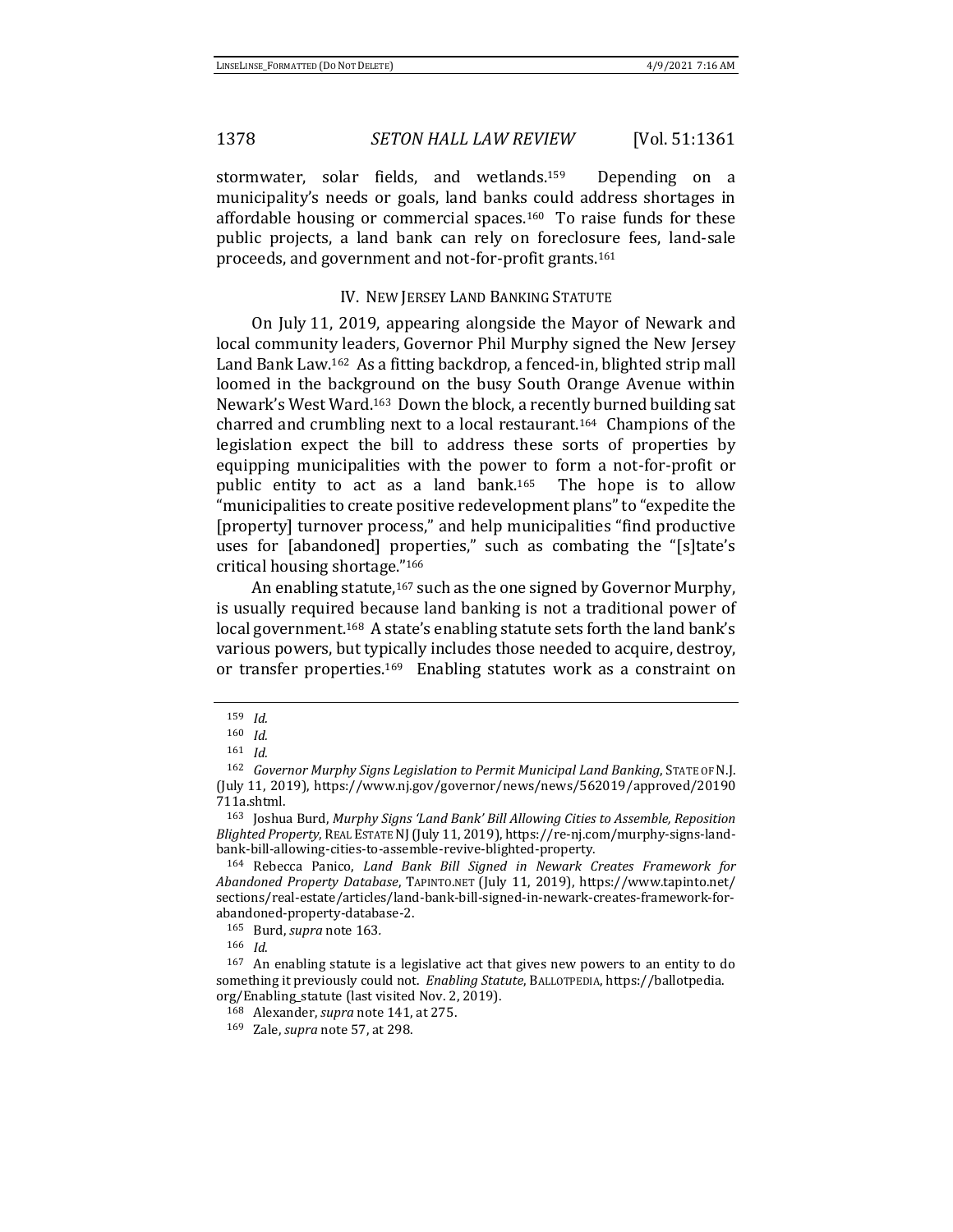stormwater, solar fields, and wetlands.[159] Depending on a municipality's needs or goals, land banks could address shortages in affordable housing or commercial spaces.[160] To raise funds for these public projects, a land bank can rely on foreclosure fees, land-sale proceeds, and government and not-for-profit grants.[161]

## IV. NEW JERSEY LAND BANKING STATUTE

On July 11, 2019, appearing alongside the Mayor of Newark and local community leaders, Governor Phil Murphy signed the New Jersey Land Bank Law.[162] As a fitting backdrop, a fenced-in, blighted strip mall loomed in the background on the busy South Orange Avenue within Newark's West Ward.[163] Down the block, a recently burned building sat charred and crumbling next to a local restaurant.[164] Champions of the legislation expect the bill to address these sorts of properties by equipping municipalities with the power to form a not-for-profit or public entity to act as a land bank.[165] The hope is to allow "municipalities to create positive redevelopment plans" to "expedite the [property] turnover process," and help municipalities "find productive uses for [abandoned] properties," such as combating the "[s]tate's critical housing shortage."[166]

An enabling statute,[167] such as the one signed by Governor Murphy, is usually required because land banking is not a traditional power of local government.[168] A state's enabling statute sets forth the land bank's various powers, but typically includes those needed to acquire, destroy, or transfer properties.[169] Enabling statutes work as a constraint on

---

159 *Id.*

160 *Id.*

161 *Id.*

162 *Governor Murphy Signs Legislation to Permit Municipal Land Banking*, STATE OF N.J. (July 11, 2019), https://www.nj.gov/governor/news/news/562019/approved/20190711a.shtml.

163 Joshua Burd, *Murphy Signs 'Land Bank' Bill Allowing Cities to Assemble, Reposition Blighted Property*, REAL ESTATE NJ (July 11, 2019), https://re-nj.com/murphy-signs-land-bank-bill-allowing-cities-to-assemble-revive-blighted-property.

164 Rebecca Panico, *Land Bank Bill Signed in Newark Creates Framework for Abandoned Property Database*, TAPINTO.NET (July 11, 2019), https://www.tapinto.net/sections/real-estate/articles/land-bank-bill-signed-in-newark-creates-framework-for-abandoned-property-database-2.

165 Burd, *supra* note 163.

166 *Id.*

167 An enabling statute is a legislative act that gives new powers to an entity to do something it previously could not. *Enabling Statute*, BALLOTPEDIA, https://ballotpedia.org/Enabling_statute (last visited Nov. 2, 2019).

168 Alexander, *supra* note 141, at 275.

169 Zale, *supra* note 57, at 298.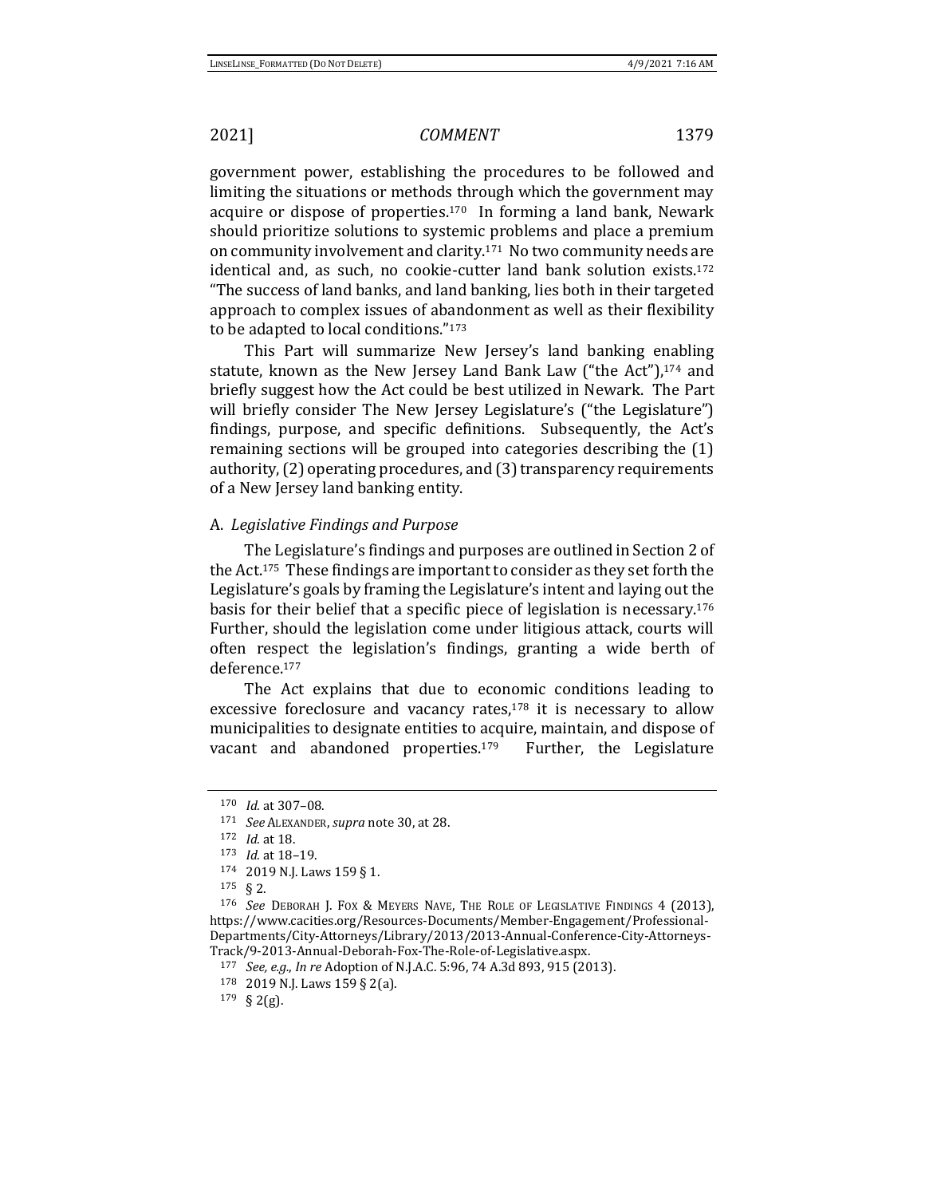government power, establishing the procedures to be followed and limiting the situations or methods through which the government may acquire or dispose of properties.[170] In forming a land bank, Newark should prioritize solutions to systemic problems and place a premium on community involvement and clarity.[171] No two community needs are identical and, as such, no cookie-cutter land bank solution exists.[172] "The success of land banks, and land banking, lies both in their targeted approach to complex issues of abandonment as well as their flexibility to be adapted to local conditions."[173]

This Part will summarize New Jersey's land banking enabling statute, known as the New Jersey Land Bank Law ("the Act"),[174] and briefly suggest how the Act could be best utilized in Newark. The Part will briefly consider The New Jersey Legislature's ("the Legislature") findings, purpose, and specific definitions. Subsequently, the Act's remaining sections will be grouped into categories describing the (1) authority, (2) operating procedures, and (3) transparency requirements of a New Jersey land banking entity.

### A. *Legislative Findings and Purpose*

The Legislature's findings and purposes are outlined in Section 2 of the Act.[175] These findings are important to consider as they set forth the Legislature's goals by framing the Legislature's intent and laying out the basis for their belief that a specific piece of legislation is necessary.[176] Further, should the legislation come under litigious attack, courts will often respect the legislation's findings, granting a wide berth of deference.[177]

The Act explains that due to economic conditions leading to excessive foreclosure and vacancy rates,[178] it is necessary to allow municipalities to designate entities to acquire, maintain, and dispose of vacant and abandoned properties.[179] Further, the Legislature

---

[170] *Id.* at 307–08.

[171] *See* ALEXANDER, *supra* note 30, at 28.

[172] *Id.* at 18.

[173] *Id.* at 18–19.

[174] 2019 N.J. Laws 159 § 1.

[175] § 2.

[176] *See* DEBORAH J. FOX & MEYERS NAVE, THE ROLE OF LEGISLATIVE FINDINGS 4 (2013), https://www.cacities.org/Resources-Documents/Member-Engagement/Professional-Departments/City-Attorneys/Library/2013/2013-Annual-Conference-City-Attorneys-Track/9-2013-Annual-Deborah-Fox-The-Role-of-Legislative.aspx.

[177] *See, e.g.*, *In re* Adoption of N.J.A.C. 5:96, 74 A.3d 893, 915 (2013).

[178] 2019 N.J. Laws 159 § 2(a).

[179] § 2(g).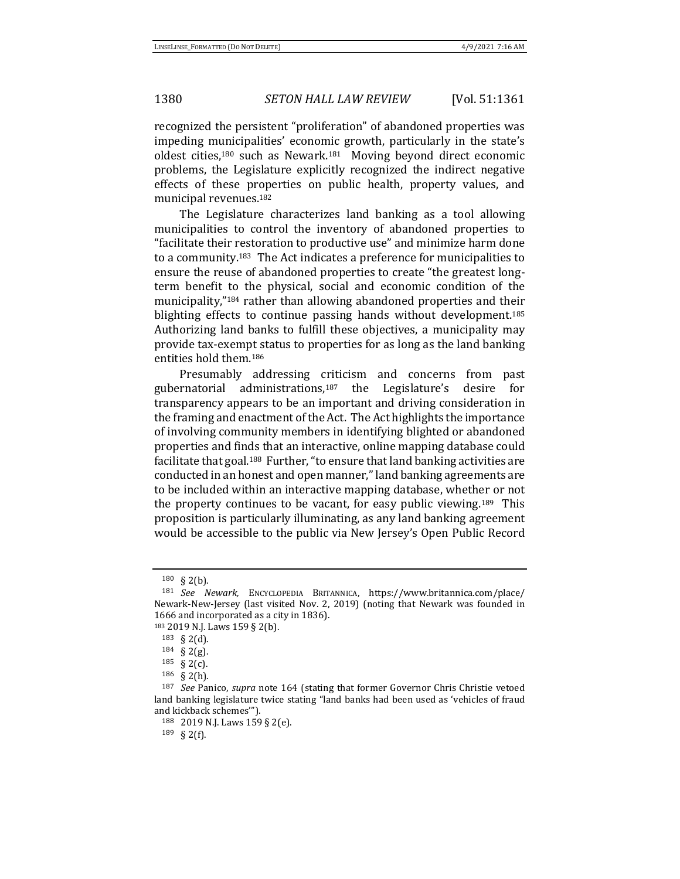recognized the persistent "proliferation" of abandoned properties was impeding municipalities' economic growth, particularly in the state's oldest cities,[180] such as Newark.[181] Moving beyond direct economic problems, the Legislature explicitly recognized the indirect negative effects of these properties on public health, property values, and municipal revenues.[182]

The Legislature characterizes land banking as a tool allowing municipalities to control the inventory of abandoned properties to "facilitate their restoration to productive use" and minimize harm done to a community.[183] The Act indicates a preference for municipalities to ensure the reuse of abandoned properties to create "the greatest long-term benefit to the physical, social and economic condition of the municipality,"[184] rather than allowing abandoned properties and their blighting effects to continue passing hands without development.[185] Authorizing land banks to fulfill these objectives, a municipality may provide tax-exempt status to properties for as long as the land banking entities hold them.[186]

Presumably addressing criticism and concerns from past gubernatorial administrations,[187] the Legislature's desire for transparency appears to be an important and driving consideration in the framing and enactment of the Act. The Act highlights the importance of involving community members in identifying blighted or abandoned properties and finds that an interactive, online mapping database could facilitate that goal.[188] Further, "to ensure that land banking activities are conducted in an honest and open manner," land banking agreements are to be included within an interactive mapping database, whether or not the property continues to be vacant, for easy public viewing.[189] This proposition is particularly illuminating, as any land banking agreement would be accessible to the public via New Jersey's Open Public Record

---

[180] § 2(b).

[181] *See Newark,* ENCYCLOPEDIA BRITANNICA, https://www.britannica.com/place/Newark-New-Jersey (last visited Nov. 2, 2019) (noting that Newark was founded in 1666 and incorporated as a city in 1836).

[183] 2019 N.J. Laws 159 § 2(b).

[183] § 2(d).

[184] § 2(g).

[185] § 2(c).

[186] § 2(h).

[187] *See* Panico, *supra* note 164 (stating that former Governor Chris Christie vetoed land banking legislature twice stating "land banks had been used as 'vehicles of fraud and kickback schemes'").

[188] 2019 N.J. Laws 159 § 2(e).

[189] § 2(f).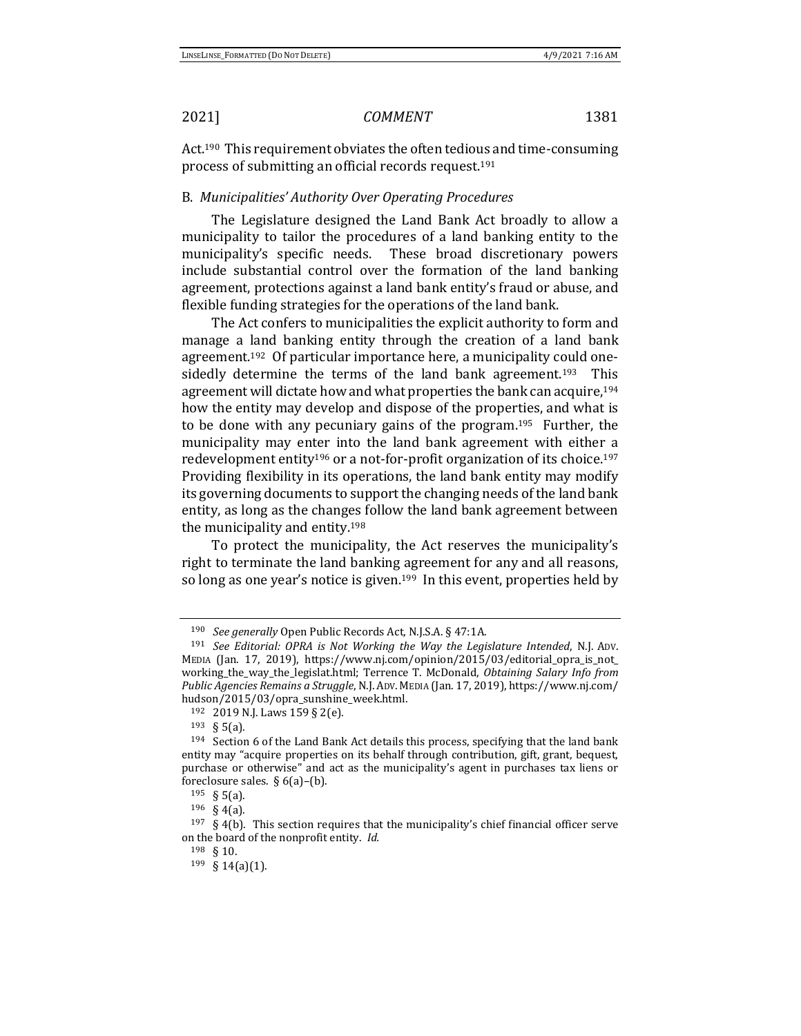Act.[190] This requirement obviates the often tedious and time-consuming process of submitting an official records request.[191]

### B. *Municipalities' Authority Over Operating Procedures*

The Legislature designed the Land Bank Act broadly to allow a municipality to tailor the procedures of a land banking entity to the municipality's specific needs. These broad discretionary powers include substantial control over the formation of the land banking agreement, protections against a land bank entity's fraud or abuse, and flexible funding strategies for the operations of the land bank.

The Act confers to municipalities the explicit authority to form and manage a land banking entity through the creation of a land bank agreement.[192] Of particular importance here, a municipality could one-sidedly determine the terms of the land bank agreement.[193] This agreement will dictate how and what properties the bank can acquire,[194] how the entity may develop and dispose of the properties, and what is to be done with any pecuniary gains of the program.[195] Further, the municipality may enter into the land bank agreement with either a redevelopment entity[196] or a not-for-profit organization of its choice.[197] Providing flexibility in its operations, the land bank entity may modify its governing documents to support the changing needs of the land bank entity, as long as the changes follow the land bank agreement between the municipality and entity.[198]

To protect the municipality, the Act reserves the municipality's right to terminate the land banking agreement for any and all reasons, so long as one year's notice is given.[199] In this event, properties held by

---

[190] *See generally* Open Public Records Act, N.J.S.A. § 47:1A.

[191] *See Editorial: OPRA is Not Working the Way the Legislature Intended*, N.J. ADV. MEDIA (Jan. 17, 2019), https://www.nj.com/opinion/2015/03/editorial_opra_is_not_working_the_way_the_legislat.html; Terrence T. McDonald, *Obtaining Salary Info from Public Agencies Remains a Struggle*, N.J. ADV. MEDIA (Jan. 17, 2019), https://www.nj.com/hudson/2015/03/opra_sunshine_week.html.

[192] 2019 N.J. Laws 159 § 2(e).

[193] § 5(a).

[194] Section 6 of the Land Bank Act details this process, specifying that the land bank entity may "acquire properties on its behalf through contribution, gift, grant, bequest, purchase or otherwise" and act as the municipality's agent in purchases tax liens or foreclosure sales. § 6(a)–(b).

[195] § 5(a).

[196] § 4(a).

[197] § 4(b). This section requires that the municipality's chief financial officer serve on the board of the nonprofit entity. *Id.*

[198] § 10.

[199] § 14(a)(1).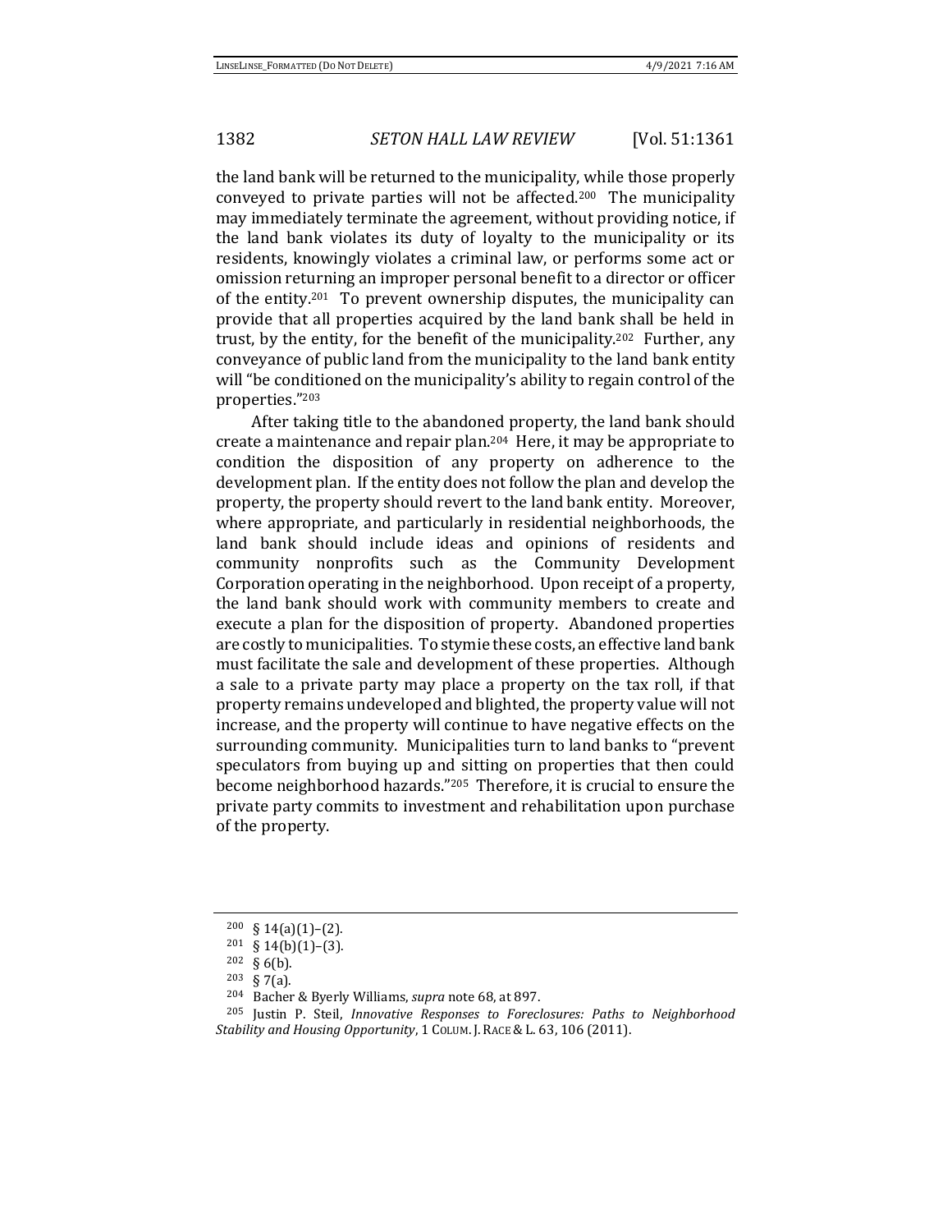the land bank will be returned to the municipality, while those properly conveyed to private parties will not be affected.[200] The municipality may immediately terminate the agreement, without providing notice, if the land bank violates its duty of loyalty to the municipality or its residents, knowingly violates a criminal law, or performs some act or omission returning an improper personal benefit to a director or officer of the entity.[201] To prevent ownership disputes, the municipality can provide that all properties acquired by the land bank shall be held in trust, by the entity, for the benefit of the municipality.[202] Further, any conveyance of public land from the municipality to the land bank entity will "be conditioned on the municipality's ability to regain control of the properties."[203]

After taking title to the abandoned property, the land bank should create a maintenance and repair plan.[204] Here, it may be appropriate to condition the disposition of any property on adherence to the development plan. If the entity does not follow the plan and develop the property, the property should revert to the land bank entity. Moreover, where appropriate, and particularly in residential neighborhoods, the land bank should include ideas and opinions of residents and community nonprofits such as the Community Development Corporation operating in the neighborhood. Upon receipt of a property, the land bank should work with community members to create and execute a plan for the disposition of property. Abandoned properties are costly to municipalities. To stymie these costs, an effective land bank must facilitate the sale and development of these properties. Although a sale to a private party may place a property on the tax roll, if that property remains undeveloped and blighted, the property value will not increase, and the property will continue to have negative effects on the surrounding community. Municipalities turn to land banks to "prevent speculators from buying up and sitting on properties that then could become neighborhood hazards."[205] Therefore, it is crucial to ensure the private party commits to investment and rehabilitation upon purchase of the property.

---

[200] § 14(a)(1)–(2).

[201] § 14(b)(1)–(3).

[202] § 6(b).

[203] § 7(a).

[204] Bacher & Byerly Williams, *supra* note 68, at 897.

[205] Justin P. Steil, *Innovative Responses to Foreclosures: Paths to Neighborhood Stability and Housing Opportunity*, 1 COLUM. J. RACE & L. 63, 106 (2011).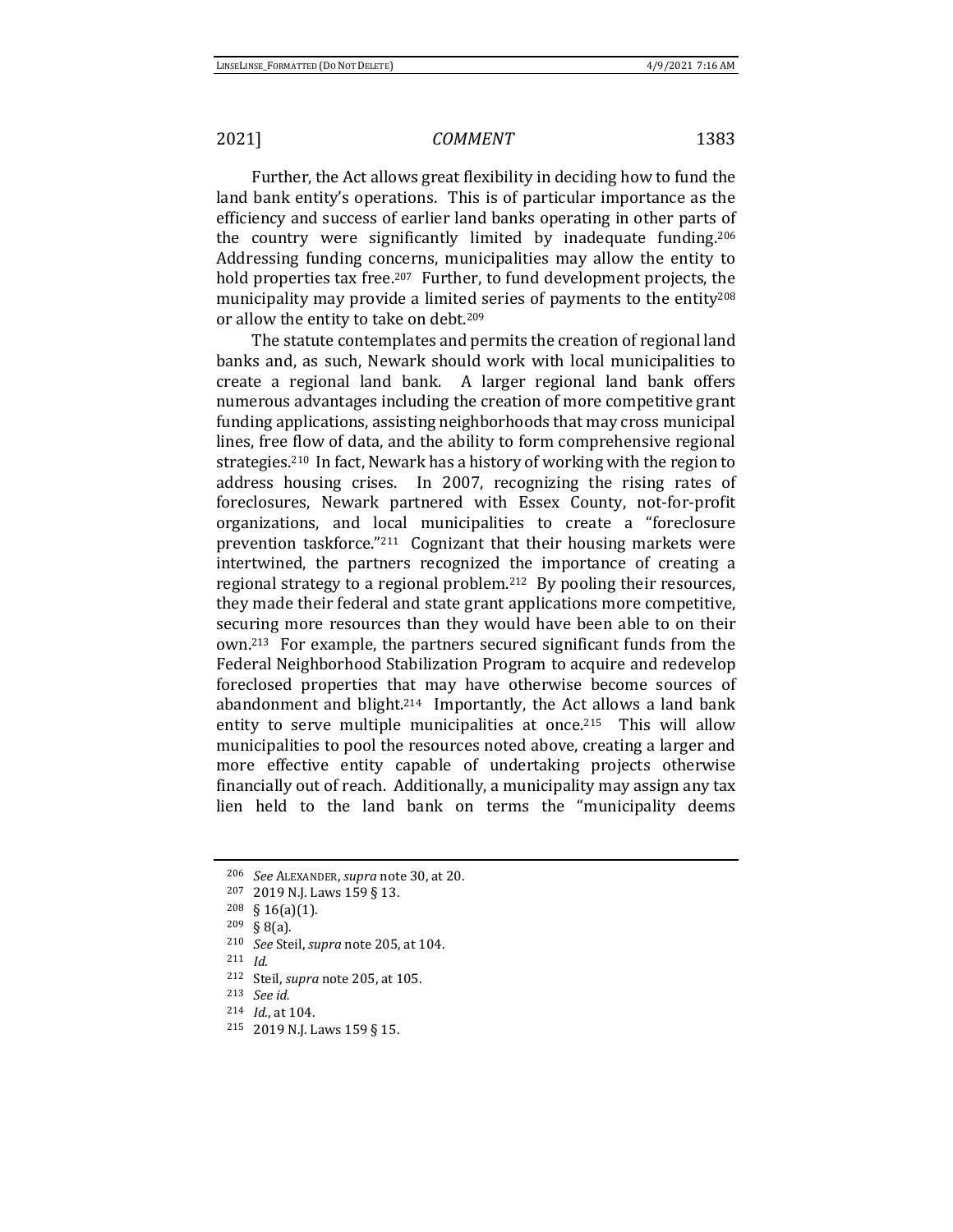Further, the Act allows great flexibility in deciding how to fund the land bank entity's operations. This is of particular importance as the efficiency and success of earlier land banks operating in other parts of the country were significantly limited by inadequate funding.[206] Addressing funding concerns, municipalities may allow the entity to hold properties tax free.[207] Further, to fund development projects, the municipality may provide a limited series of payments to the entity[208] or allow the entity to take on debt.[209]

The statute contemplates and permits the creation of regional land banks and, as such, Newark should work with local municipalities to create a regional land bank. A larger regional land bank offers numerous advantages including the creation of more competitive grant funding applications, assisting neighborhoods that may cross municipal lines, free flow of data, and the ability to form comprehensive regional strategies.[210] In fact, Newark has a history of working with the region to address housing crises. In 2007, recognizing the rising rates of foreclosures, Newark partnered with Essex County, not-for-profit organizations, and local municipalities to create a "foreclosure prevention taskforce."[211] Cognizant that their housing markets were intertwined, the partners recognized the importance of creating a regional strategy to a regional problem.[212] By pooling their resources, they made their federal and state grant applications more competitive, securing more resources than they would have been able to on their own.[213] For example, the partners secured significant funds from the Federal Neighborhood Stabilization Program to acquire and redevelop foreclosed properties that may have otherwise become sources of abandonment and blight.[214] Importantly, the Act allows a land bank entity to serve multiple municipalities at once.[215] This will allow municipalities to pool the resources noted above, creating a larger and more effective entity capable of undertaking projects otherwise financially out of reach. Additionally, a municipality may assign any tax lien held to the land bank on terms the "municipality deems

---

[206] *See* ALEXANDER, *supra* note 30, at 20.

[207] 2019 N.J. Laws 159 § 13.

[208] § 16(a)(1).

[209] § 8(a).

[210] *See* Steil, *supra* note 205, at 104.

[211] *Id.*

[212] Steil, *supra* note 205, at 105.

[213] *See id.*

[214] *Id.*, at 104.

[215] 2019 N.J. Laws 159 § 15.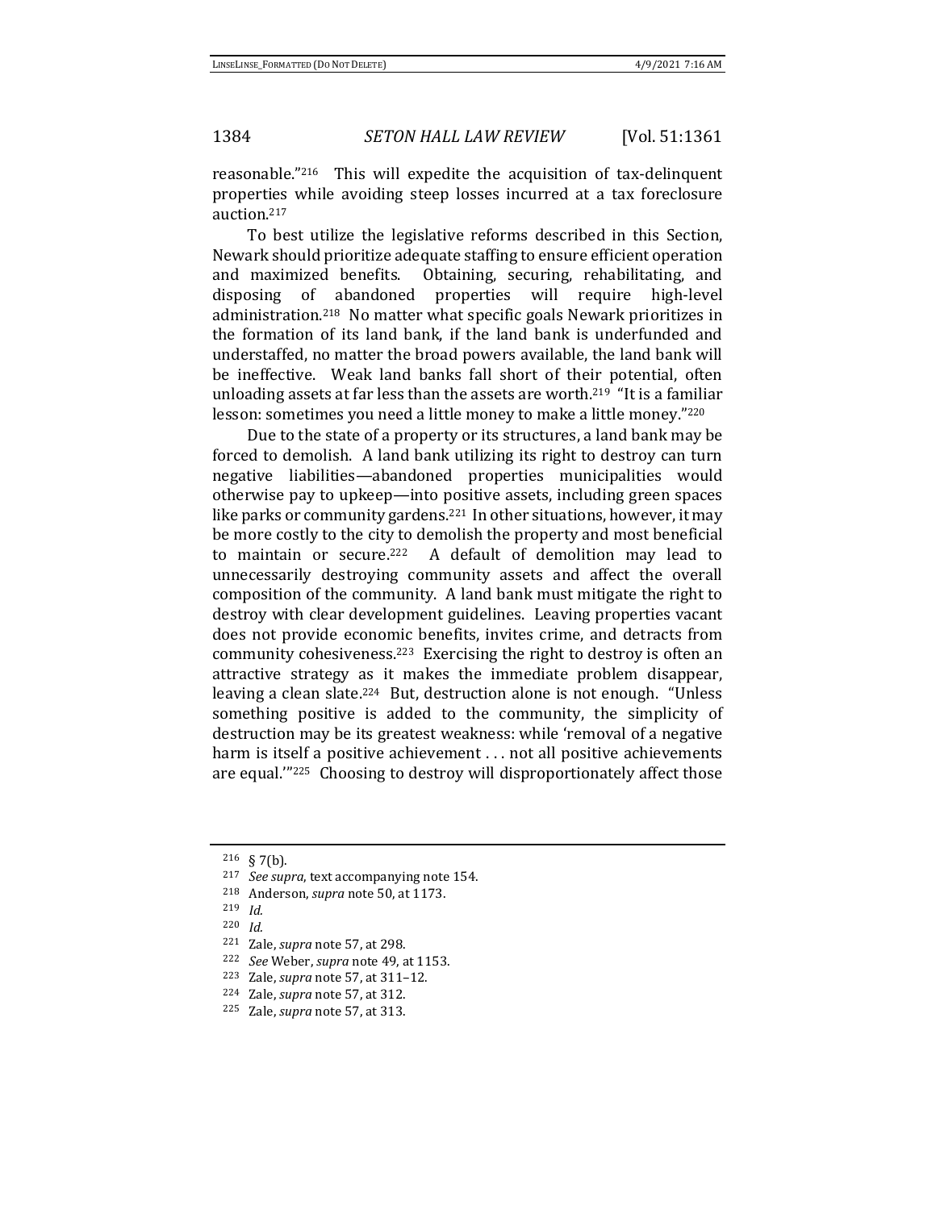reasonable."[216] This will expedite the acquisition of tax-delinquent properties while avoiding steep losses incurred at a tax foreclosure auction.[217]

To best utilize the legislative reforms described in this Section, Newark should prioritize adequate staffing to ensure efficient operation and maximized benefits. Obtaining, securing, rehabilitating, and disposing of abandoned properties will require high-level administration.[218] No matter what specific goals Newark prioritizes in the formation of its land bank, if the land bank is underfunded and understaffed, no matter the broad powers available, the land bank will be ineffective. Weak land banks fall short of their potential, often unloading assets at far less than the assets are worth.[219] "It is a familiar lesson: sometimes you need a little money to make a little money."[220]

Due to the state of a property or its structures, a land bank may be forced to demolish. A land bank utilizing its right to destroy can turn negative liabilities—abandoned properties municipalities would otherwise pay to upkeep—into positive assets, including green spaces like parks or community gardens.[221] In other situations, however, it may be more costly to the city to demolish the property and most beneficial to maintain or secure.[222] A default of demolition may lead to unnecessarily destroying community assets and affect the overall composition of the community. A land bank must mitigate the right to destroy with clear development guidelines. Leaving properties vacant does not provide economic benefits, invites crime, and detracts from community cohesiveness.[223] Exercising the right to destroy is often an attractive strategy as it makes the immediate problem disappear, leaving a clean slate.[224] But, destruction alone is not enough. "Unless something positive is added to the community, the simplicity of destruction may be its greatest weakness: while 'removal of a negative harm is itself a positive achievement . . . not all positive achievements are equal.'"[225] Choosing to destroy will disproportionately affect those

---

[216] § 7(b).

[217] *See supra*, text accompanying note 154.

[218] Anderson, *supra* note 50, at 1173.

[219] *Id.*

[220] *Id.*

[221] Zale, *supra* note 57, at 298.

[222] *See* Weber, *supra* note 49, at 1153.

[223] Zale, *supra* note 57, at 311–12.

[224] Zale, *supra* note 57, at 312.

[225] Zale, *supra* note 57, at 313.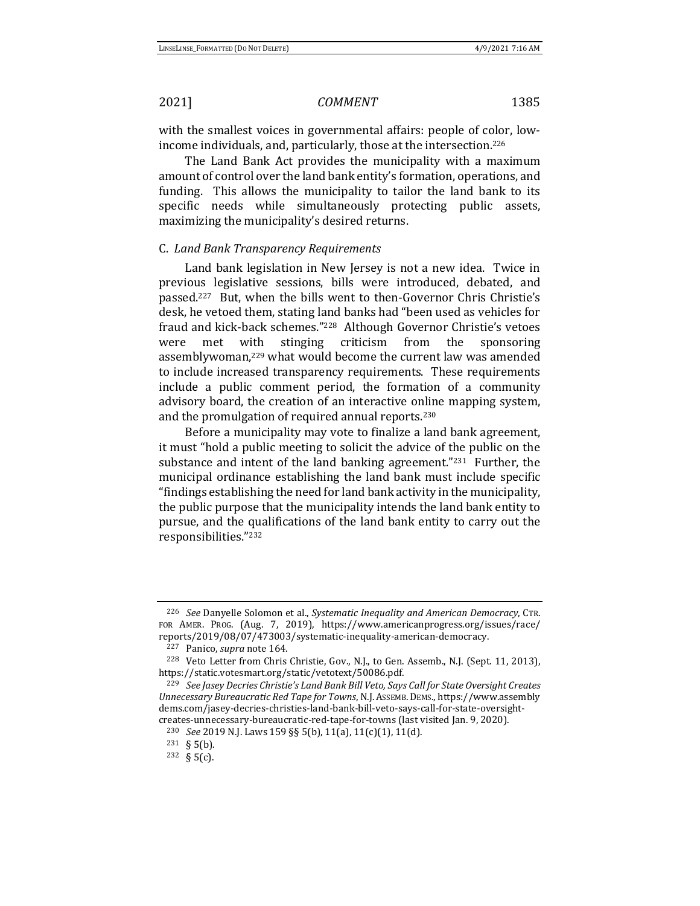with the smallest voices in governmental affairs: people of color, low-income individuals, and, particularly, those at the intersection.[226]

The Land Bank Act provides the municipality with a maximum amount of control over the land bank entity's formation, operations, and funding. This allows the municipality to tailor the land bank to its specific needs while simultaneously protecting public assets, maximizing the municipality's desired returns.

### C. *Land Bank Transparency Requirements*

Land bank legislation in New Jersey is not a new idea. Twice in previous legislative sessions, bills were introduced, debated, and passed.[227] But, when the bills went to then-Governor Chris Christie's desk, he vetoed them, stating land banks had "been used as vehicles for fraud and kick-back schemes."[228] Although Governor Christie's vetoes were met with stinging criticism from the sponsoring assemblywoman,[229] what would become the current law was amended to include increased transparency requirements. These requirements include a public comment period, the formation of a community advisory board, the creation of an interactive online mapping system, and the promulgation of required annual reports.[230]

Before a municipality may vote to finalize a land bank agreement, it must "hold a public meeting to solicit the advice of the public on the substance and intent of the land banking agreement."[231] Further, the municipal ordinance establishing the land bank must include specific "findings establishing the need for land bank activity in the municipality, the public purpose that the municipality intends the land bank entity to pursue, and the qualifications of the land bank entity to carry out the responsibilities."[232]

---

[226] *See* Danyelle Solomon et al., *Systematic Inequality and American Democracy*, CTR. FOR AMER. PROG. (Aug. 7, 2019), https://www.americanprogress.org/issues/race/reports/2019/08/07/473003/systematic-inequality-american-democracy.

[227] Panico, *supra* note 164.

[228] Veto Letter from Chris Christie, Gov., N.J., to Gen. Assemb., N.J. (Sept. 11, 2013), https://static.votesmart.org/static/vetotext/50086.pdf.

[229] *See Jasey Decries Christie's Land Bank Bill Veto, Says Call for State Oversight Creates Unnecessary Bureaucratic Red Tape for Towns*, N.J. ASSEMB. DEMS., https://www.assemblydems.com/jasey-decries-christies-land-bank-bill-veto-says-call-for-state-oversight-creates-unnecessary-bureaucratic-red-tape-for-towns (last visited Jan. 9, 2020).

[230] *See* 2019 N.J. Laws 159 §§ 5(b), 11(a), 11(c)(1), 11(d).

[231] § 5(b).

[232] § 5(c).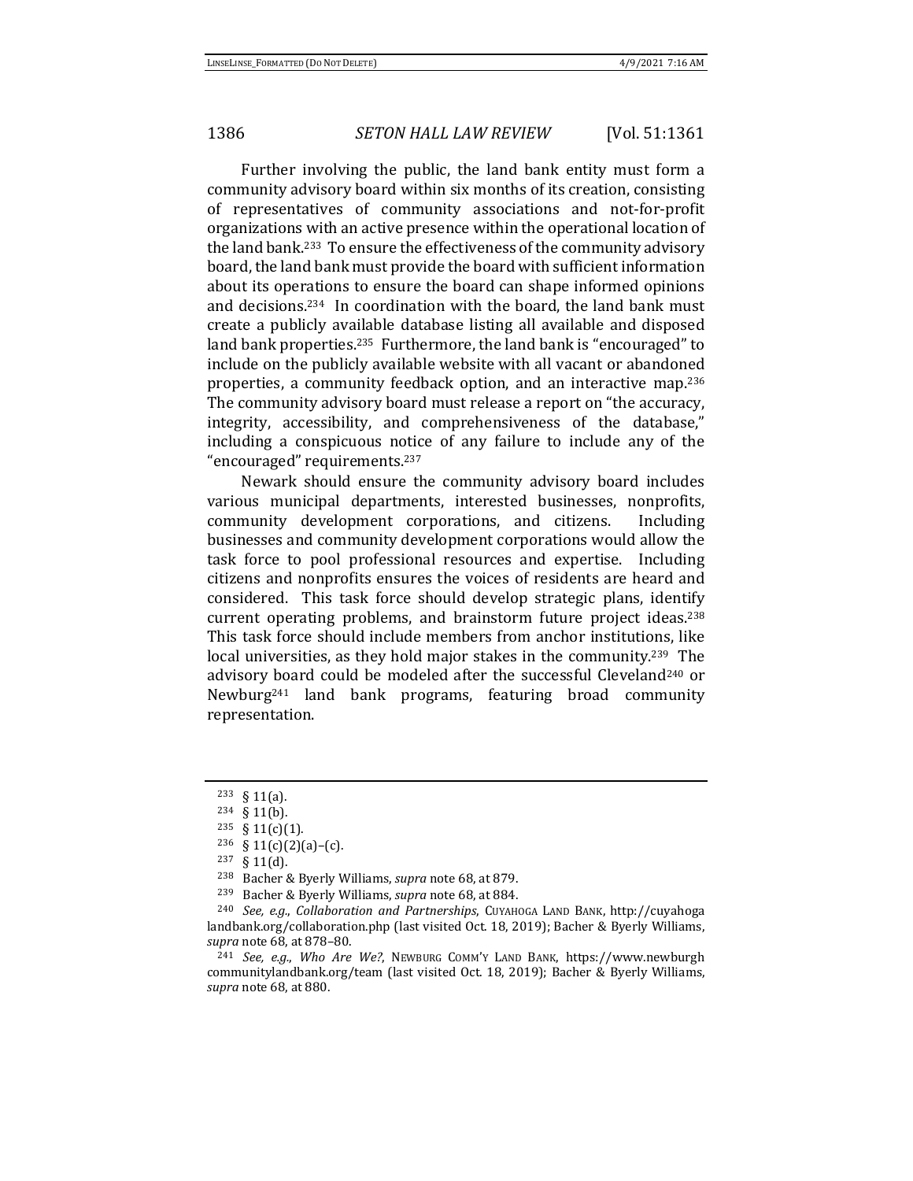Further involving the public, the land bank entity must form a community advisory board within six months of its creation, consisting of representatives of community associations and not-for-profit organizations with an active presence within the operational location of the land bank.[233] To ensure the effectiveness of the community advisory board, the land bank must provide the board with sufficient information about its operations to ensure the board can shape informed opinions and decisions.[234] In coordination with the board, the land bank must create a publicly available database listing all available and disposed land bank properties.[235] Furthermore, the land bank is "encouraged" to include on the publicly available website with all vacant or abandoned properties, a community feedback option, and an interactive map.[236] The community advisory board must release a report on "the accuracy, integrity, accessibility, and comprehensiveness of the database," including a conspicuous notice of any failure to include any of the "encouraged" requirements.[237]

Newark should ensure the community advisory board includes various municipal departments, interested businesses, nonprofits, community development corporations, and citizens. Including businesses and community development corporations would allow the task force to pool professional resources and expertise. Including citizens and nonprofits ensures the voices of residents are heard and considered. This task force should develop strategic plans, identify current operating problems, and brainstorm future project ideas.[238] This task force should include members from anchor institutions, like local universities, as they hold major stakes in the community.[239] The advisory board could be modeled after the successful Cleveland[240] or Newburg[241] land bank programs, featuring broad community representation.

---

[233] § 11(a).

[234] § 11(b).

[235] § 11(c)(1).

[236] § 11(c)(2)(a)–(c).

[237] § 11(d).

[238] Bacher & Byerly Williams, *supra* note 68, at 879.

[239] Bacher & Byerly Williams, *supra* note 68, at 884.

[240] *See, e.g.*, *Collaboration and Partnerships*, CUYAHOGA LAND BANK, http://cuyahogalandbank.org/collaboration.php (last visited Oct. 18, 2019); Bacher & Byerly Williams, *supra* note 68, at 878–80.

[241] *See, e.g.*, *Who Are We?*, NEWBURG COMM'Y LAND BANK, https://www.newburghcommunitylandbank.org/team (last visited Oct. 18, 2019); Bacher & Byerly Williams, *supra* note 68, at 880.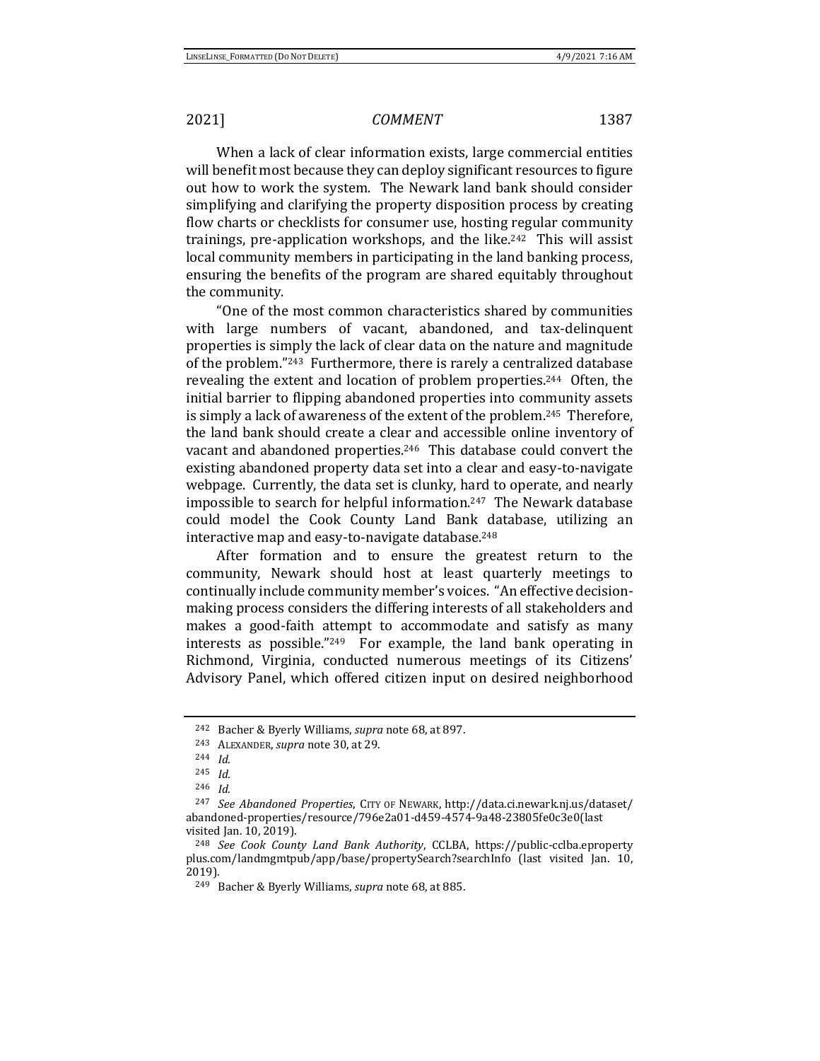When a lack of clear information exists, large commercial entities will benefit most because they can deploy significant resources to figure out how to work the system. The Newark land bank should consider simplifying and clarifying the property disposition process by creating flow charts or checklists for consumer use, hosting regular community trainings, pre-application workshops, and the like.[242] This will assist local community members in participating in the land banking process, ensuring the benefits of the program are shared equitably throughout the community.

"One of the most common characteristics shared by communities with large numbers of vacant, abandoned, and tax-delinquent properties is simply the lack of clear data on the nature and magnitude of the problem."[243] Furthermore, there is rarely a centralized database revealing the extent and location of problem properties.[244] Often, the initial barrier to flipping abandoned properties into community assets is simply a lack of awareness of the extent of the problem.[245] Therefore, the land bank should create a clear and accessible online inventory of vacant and abandoned properties.[246] This database could convert the existing abandoned property data set into a clear and easy-to-navigate webpage. Currently, the data set is clunky, hard to operate, and nearly impossible to search for helpful information.[247] The Newark database could model the Cook County Land Bank database, utilizing an interactive map and easy-to-navigate database.[248]

After formation and to ensure the greatest return to the community, Newark should host at least quarterly meetings to continually include community member's voices. "An effective decision-making process considers the differing interests of all stakeholders and makes a good-faith attempt to accommodate and satisfy as many interests as possible."[249] For example, the land bank operating in Richmond, Virginia, conducted numerous meetings of its Citizens' Advisory Panel, which offered citizen input on desired neighborhood

---

[242] Bacher & Byerly Williams, *supra* note 68, at 897.

[243] ALEXANDER, *supra* note 30, at 29.

[244] *Id.*

[245] *Id.*

[246] *Id.*

[247] *See Abandoned Properties*, CITY OF NEWARK, http://data.ci.newark.nj.us/dataset/abandoned-properties/resource/796e2a01-d459-4574-9a48-23805fe0c3e0(last visited Jan. 10, 2019).

[248] *See Cook County Land Bank Authority*, CCLBA, https://public-cclba.epropertyplus.com/landmgmtpub/app/base/propertySearch?searchInfo (last visited Jan. 10, 2019).

[249] Bacher & Byerly Williams, *supra* note 68, at 885.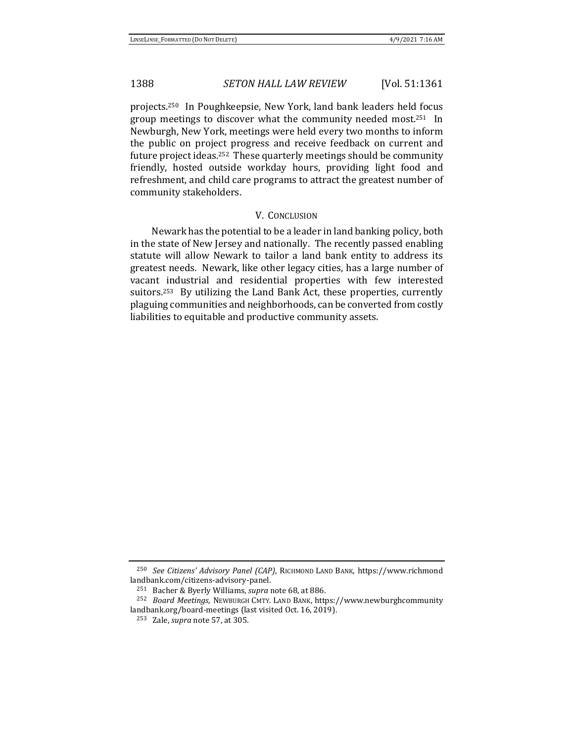projects.[250] In Poughkeepsie, New York, land bank leaders held focus group meetings to discover what the community needed most.[251] In Newburgh, New York, meetings were held every two months to inform the public on project progress and receive feedback on current and future project ideas.[252] These quarterly meetings should be community friendly, hosted outside workday hours, providing light food and refreshment, and child care programs to attract the greatest number of community stakeholders.

## V. CONCLUSION

Newark has the potential to be a leader in land banking policy, both in the state of New Jersey and nationally. The recently passed enabling statute will allow Newark to tailor a land bank entity to address its greatest needs. Newark, like other legacy cities, has a large number of vacant industrial and residential properties with few interested suitors.[253] By utilizing the Land Bank Act, these properties, currently plaguing communities and neighborhoods, can be converted from costly liabilities to equitable and productive community assets.

---

[250] *See Citizens' Advisory Panel (CAP)*, RICHMOND LAND BANK, https://www.richmondlandbank.com/citizens-advisory-panel.

[251] Bacher & Byerly Williams, *supra* note 68, at 886.

[252] *Board Meetings*, NEWBURGH CMTY. LAND BANK, https://www.newburghcommunitylandbank.org/board-meetings (last visited Oct. 16, 2019).

[253] Zale, *supra* note 57, at 305.